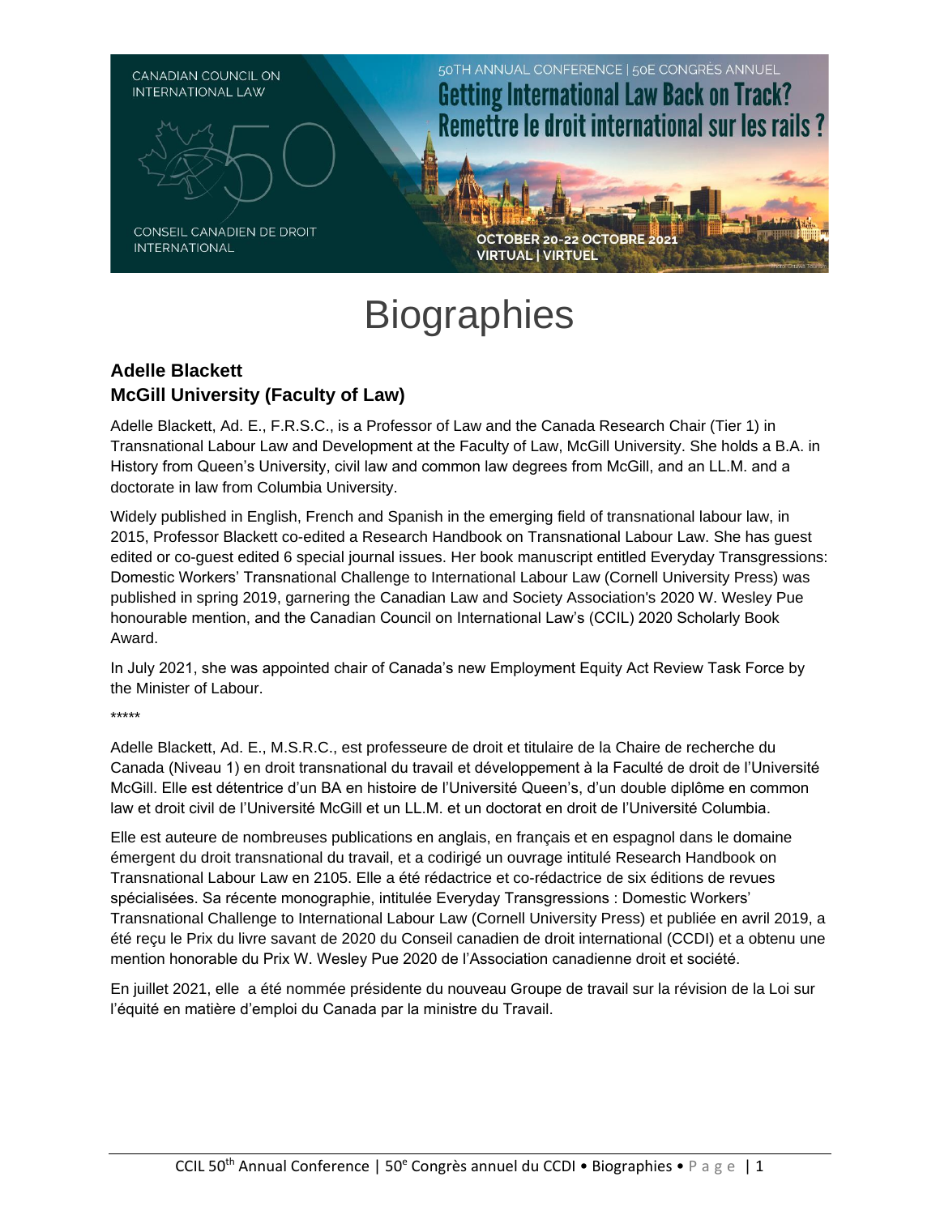CANADIAN COUNCIL ON INTERNATIONAL LAW

CONSEIL CANADIEN DE DROIT INTERNATIONAL

50TH ANNUAL CONFERENCE | 50E CONGRÈS ANNUEL

Getting International Law Back on Track?
Remettre le droit international sur les rails ?

OCTOBER 20-22 OCTOBRE 2021
VIRTUAL | VIRTUEL

# Biographies

## Adelle Blackett
## McGill University (Faculty of Law)

Adelle Blackett, Ad. E., F.R.S.C., is a Professor of Law and the Canada Research Chair (Tier 1) in Transnational Labour Law and Development at the Faculty of Law, McGill University. She holds a B.A. in History from Queen's University, civil law and common law degrees from McGill, and an LL.M. and a doctorate in law from Columbia University.

Widely published in English, French and Spanish in the emerging field of transnational labour law, in 2015, Professor Blackett co-edited a Research Handbook on Transnational Labour Law. She has guest edited or co-guest edited 6 special journal issues. Her book manuscript entitled Everyday Transgressions: Domestic Workers' Transnational Challenge to International Labour Law (Cornell University Press) was published in spring 2019, garnering the Canadian Law and Society Association's 2020 W. Wesley Pue honourable mention, and the Canadian Council on International Law's (CCIL) 2020 Scholarly Book Award.

In July 2021, she was appointed chair of Canada's new Employment Equity Act Review Task Force by the Minister of Labour.

*****

Adelle Blackett, Ad. E., M.S.R.C., est professeure de droit et titulaire de la Chaire de recherche du Canada (Niveau 1) en droit transnational du travail et développement à la Faculté de droit de l'Université McGill. Elle est détentrice d'un BA en histoire de l'Université Queen's, d'un double diplôme en common law et droit civil de l'Université McGill et un LL.M. et un doctorat en droit de l'Université Columbia.

Elle est auteure de nombreuses publications en anglais, en français et en espagnol dans le domaine émergent du droit transnational du travail, et a codirigé un ouvrage intitulé Research Handbook on Transnational Labour Law en 2105. Elle a été rédactrice et co-rédactrice de six éditions de revues spécialisées. Sa récente monographie, intitulée Everyday Transgressions : Domestic Workers' Transnational Challenge to International Labour Law (Cornell University Press) et publiée en avril 2019, a été reçu le Prix du livre savant de 2020 du Conseil canadien de droit international (CCDI) et a obtenu une mention honorable du Prix W. Wesley Pue 2020 de l'Association canadienne droit et société.

En juillet 2021, elle a été nommée présidente du nouveau Groupe de travail sur la révision de la Loi sur l'équité en matière d'emploi du Canada par la ministre du Travail.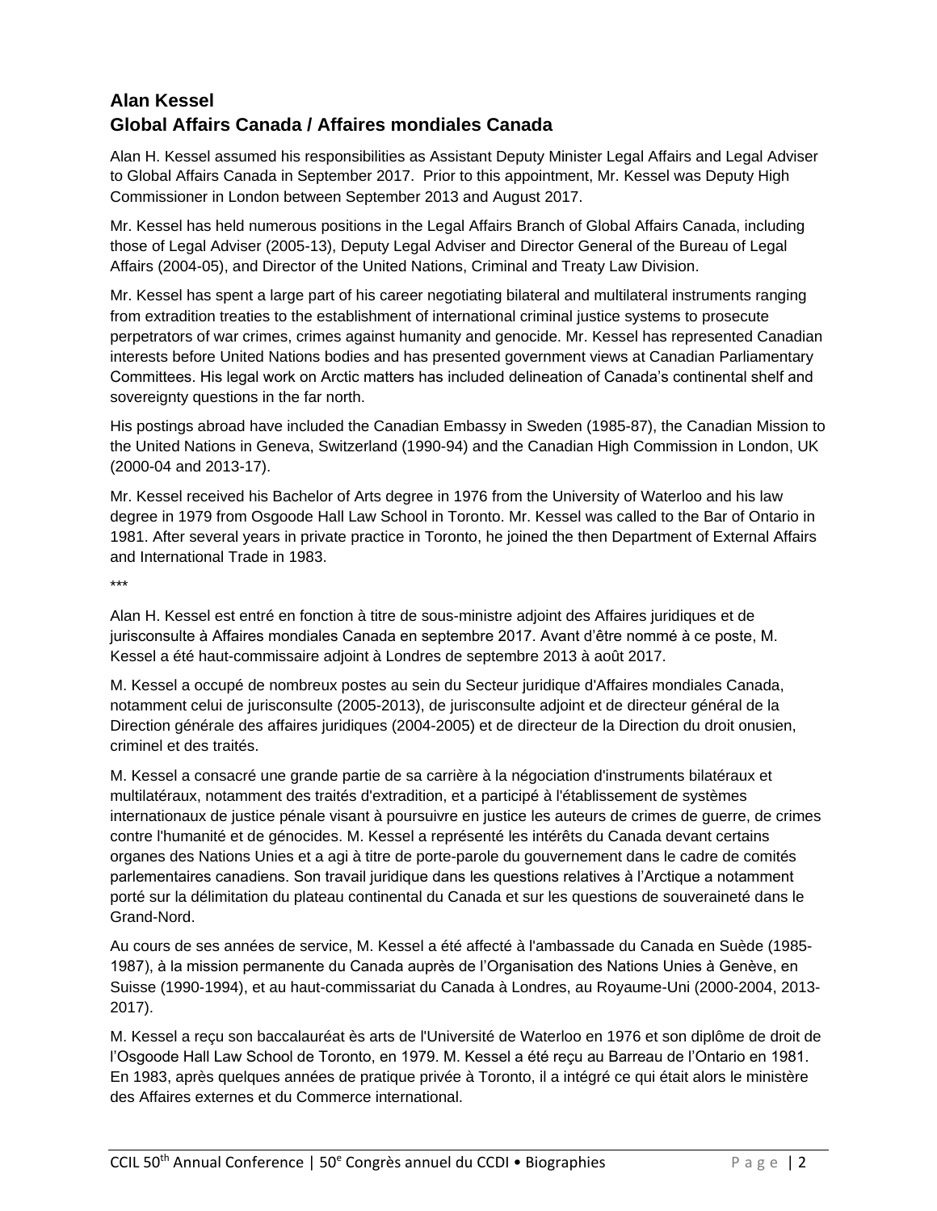## Alan Kessel
## Global Affairs Canada / Affaires mondiales Canada

Alan H. Kessel assumed his responsibilities as Assistant Deputy Minister Legal Affairs and Legal Adviser to Global Affairs Canada in September 2017. Prior to this appointment, Mr. Kessel was Deputy High Commissioner in London between September 2013 and August 2017.

Mr. Kessel has held numerous positions in the Legal Affairs Branch of Global Affairs Canada, including those of Legal Adviser (2005-13), Deputy Legal Adviser and Director General of the Bureau of Legal Affairs (2004-05), and Director of the United Nations, Criminal and Treaty Law Division.

Mr. Kessel has spent a large part of his career negotiating bilateral and multilateral instruments ranging from extradition treaties to the establishment of international criminal justice systems to prosecute perpetrators of war crimes, crimes against humanity and genocide. Mr. Kessel has represented Canadian interests before United Nations bodies and has presented government views at Canadian Parliamentary Committees. His legal work on Arctic matters has included delineation of Canada's continental shelf and sovereignty questions in the far north.

His postings abroad have included the Canadian Embassy in Sweden (1985-87), the Canadian Mission to the United Nations in Geneva, Switzerland (1990-94) and the Canadian High Commission in London, UK (2000-04 and 2013-17).

Mr. Kessel received his Bachelor of Arts degree in 1976 from the University of Waterloo and his law degree in 1979 from Osgoode Hall Law School in Toronto. Mr. Kessel was called to the Bar of Ontario in 1981. After several years in private practice in Toronto, he joined the then Department of External Affairs and International Trade in 1983.

***

Alan H. Kessel est entré en fonction à titre de sous-ministre adjoint des Affaires juridiques et de jurisconsulte à Affaires mondiales Canada en septembre 2017. Avant d'être nommé à ce poste, M. Kessel a été haut-commissaire adjoint à Londres de septembre 2013 à août 2017.

M. Kessel a occupé de nombreux postes au sein du Secteur juridique d'Affaires mondiales Canada, notamment celui de jurisconsulte (2005-2013), de jurisconsulte adjoint et de directeur général de la Direction générale des affaires juridiques (2004-2005) et de directeur de la Direction du droit onusien, criminel et des traités.

M. Kessel a consacré une grande partie de sa carrière à la négociation d'instruments bilatéraux et multilatéraux, notamment des traités d'extradition, et a participé à l'établissement de systèmes internationaux de justice pénale visant à poursuivre en justice les auteurs de crimes de guerre, de crimes contre l'humanité et de génocides. M. Kessel a représenté les intérêts du Canada devant certains organes des Nations Unies et a agi à titre de porte-parole du gouvernement dans le cadre de comités parlementaires canadiens. Son travail juridique dans les questions relatives à l'Arctique a notamment porté sur la délimitation du plateau continental du Canada et sur les questions de souveraineté dans le Grand-Nord.

Au cours de ses années de service, M. Kessel a été affecté à l'ambassade du Canada en Suède (1985-1987), à la mission permanente du Canada auprès de l'Organisation des Nations Unies à Genève, en Suisse (1990-1994), et au haut-commissariat du Canada à Londres, au Royaume-Uni (2000-2004, 2013-2017).

M. Kessel a reçu son baccalauréat ès arts de l'Université de Waterloo en 1976 et son diplôme de droit de l'Osgoode Hall Law School de Toronto, en 1979. M. Kessel a été reçu au Barreau de l'Ontario en 1981. En 1983, après quelques années de pratique privée à Toronto, il a intégré ce qui était alors le ministère des Affaires externes et du Commerce international.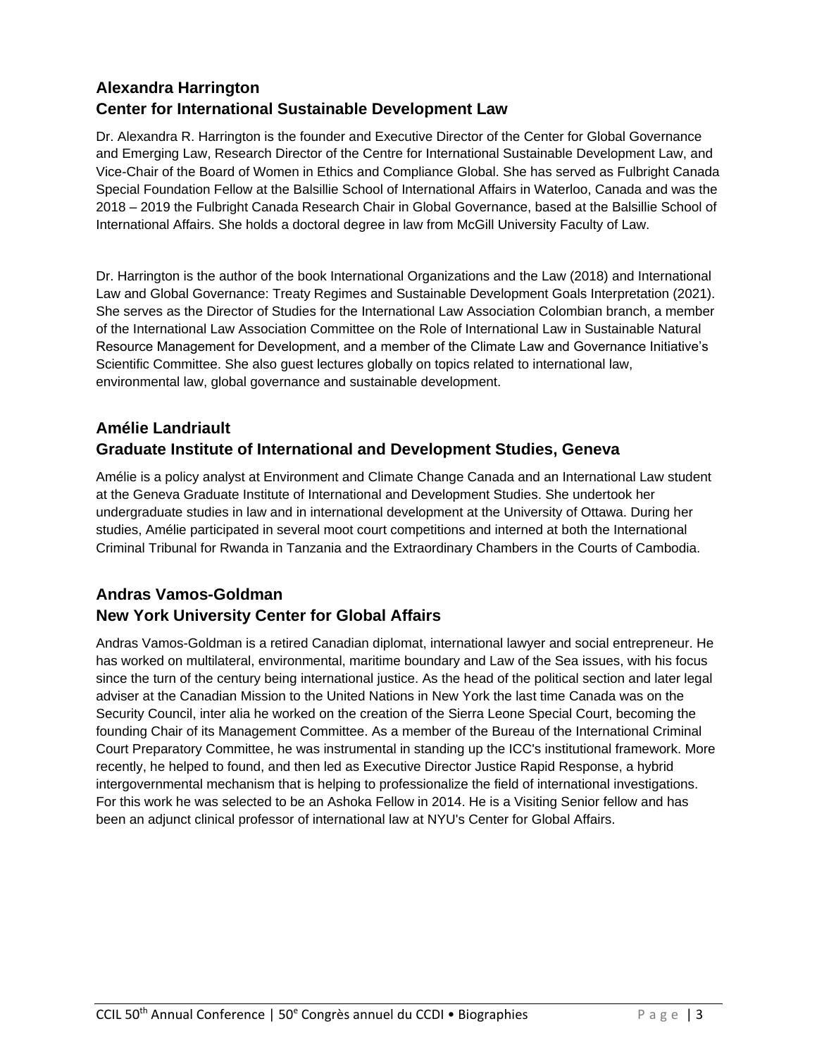## Alexandra Harrington
## Center for International Sustainable Development Law

Dr. Alexandra R. Harrington is the founder and Executive Director of the Center for Global Governance and Emerging Law, Research Director of the Centre for International Sustainable Development Law, and Vice-Chair of the Board of Women in Ethics and Compliance Global. She has served as Fulbright Canada Special Foundation Fellow at the Balsillie School of International Affairs in Waterloo, Canada and was the 2018 – 2019 the Fulbright Canada Research Chair in Global Governance, based at the Balsillie School of International Affairs. She holds a doctoral degree in law from McGill University Faculty of Law.

Dr. Harrington is the author of the book International Organizations and the Law (2018) and International Law and Global Governance: Treaty Regimes and Sustainable Development Goals Interpretation (2021). She serves as the Director of Studies for the International Law Association Colombian branch, a member of the International Law Association Committee on the Role of International Law in Sustainable Natural Resource Management for Development, and a member of the Climate Law and Governance Initiative's Scientific Committee. She also guest lectures globally on topics related to international law, environmental law, global governance and sustainable development.

## Amélie Landriault
## Graduate Institute of International and Development Studies, Geneva

Amélie is a policy analyst at Environment and Climate Change Canada and an International Law student at the Geneva Graduate Institute of International and Development Studies. She undertook her undergraduate studies in law and in international development at the University of Ottawa. During her studies, Amélie participated in several moot court competitions and interned at both the International Criminal Tribunal for Rwanda in Tanzania and the Extraordinary Chambers in the Courts of Cambodia.

## Andras Vamos-Goldman
## New York University Center for Global Affairs

Andras Vamos-Goldman is a retired Canadian diplomat, international lawyer and social entrepreneur. He has worked on multilateral, environmental, maritime boundary and Law of the Sea issues, with his focus since the turn of the century being international justice. As the head of the political section and later legal adviser at the Canadian Mission to the United Nations in New York the last time Canada was on the Security Council, inter alia he worked on the creation of the Sierra Leone Special Court, becoming the founding Chair of its Management Committee. As a member of the Bureau of the International Criminal Court Preparatory Committee, he was instrumental in standing up the ICC's institutional framework. More recently, he helped to found, and then led as Executive Director Justice Rapid Response, a hybrid intergovernmental mechanism that is helping to professionalize the field of international investigations. For this work he was selected to be an Ashoka Fellow in 2014. He is a Visiting Senior fellow and has been an adjunct clinical professor of international law at NYU's Center for Global Affairs.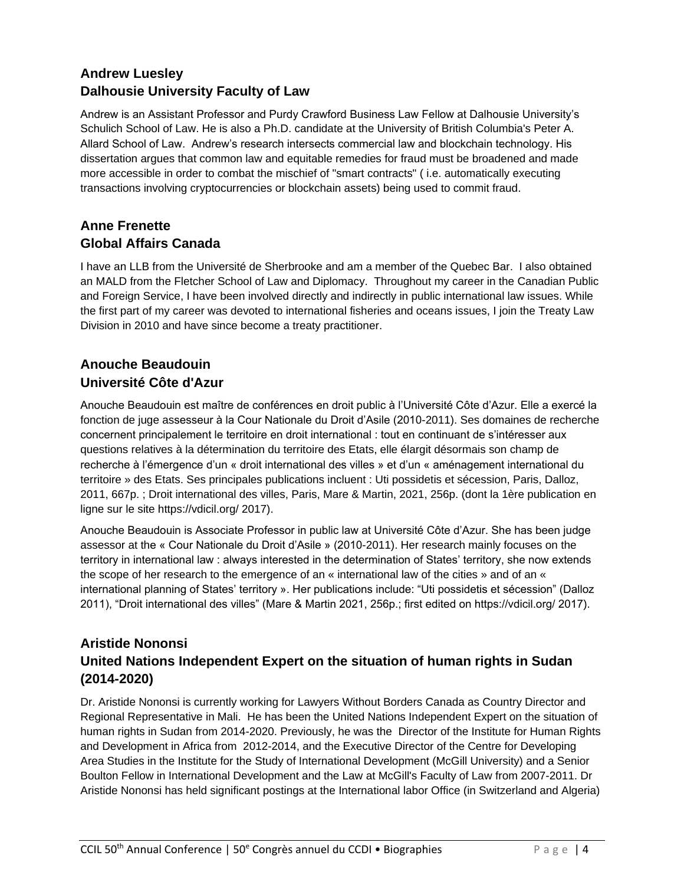### Andrew Luesley
### Dalhousie University Faculty of Law

Andrew is an Assistant Professor and Purdy Crawford Business Law Fellow at Dalhousie University's Schulich School of Law. He is also a Ph.D. candidate at the University of British Columbia's Peter A. Allard School of Law. Andrew's research intersects commercial law and blockchain technology. His dissertation argues that common law and equitable remedies for fraud must be broadened and made more accessible in order to combat the mischief of "smart contracts" ( i.e. automatically executing transactions involving cryptocurrencies or blockchain assets) being used to commit fraud.

### Anne Frenette
### Global Affairs Canada

I have an LLB from the Université de Sherbrooke and am a member of the Quebec Bar. I also obtained an MALD from the Fletcher School of Law and Diplomacy. Throughout my career in the Canadian Public and Foreign Service, I have been involved directly and indirectly in public international law issues. While the first part of my career was devoted to international fisheries and oceans issues, I join the Treaty Law Division in 2010 and have since become a treaty practitioner.

### Anouche Beaudouin
### Université Côte d'Azur

Anouche Beaudouin est maître de conférences en droit public à l'Université Côte d'Azur. Elle a exercé la fonction de juge assesseur à la Cour Nationale du Droit d'Asile (2010-2011). Ses domaines de recherche concernent principalement le territoire en droit international : tout en continuant de s'intéresser aux questions relatives à la détermination du territoire des Etats, elle élargit désormais son champ de recherche à l'émergence d'un « droit international des villes » et d'un « aménagement international du territoire » des Etats. Ses principales publications incluent : Uti possidetis et sécession, Paris, Dalloz, 2011, 667p. ; Droit international des villes, Paris, Mare & Martin, 2021, 256p. (dont la 1ère publication en ligne sur le site https://vdicil.org/ 2017).

Anouche Beaudouin is Associate Professor in public law at Université Côte d'Azur. She has been judge assessor at the « Cour Nationale du Droit d'Asile » (2010-2011). Her research mainly focuses on the territory in international law : always interested in the determination of States' territory, she now extends the scope of her research to the emergence of an « international law of the cities » and of an « international planning of States' territory ». Her publications include: "Uti possidetis et sécession" (Dalloz 2011), "Droit international des villes" (Mare & Martin 2021, 256p.; first edited on https://vdicil.org/ 2017).

### Aristide Nononsi
### United Nations Independent Expert on the situation of human rights in Sudan (2014-2020)

Dr. Aristide Nononsi is currently working for Lawyers Without Borders Canada as Country Director and Regional Representative in Mali. He has been the United Nations Independent Expert on the situation of human rights in Sudan from 2014-2020. Previously, he was the Director of the Institute for Human Rights and Development in Africa from 2012-2014, and the Executive Director of the Centre for Developing Area Studies in the Institute for the Study of International Development (McGill University) and a Senior Boulton Fellow in International Development and the Law at McGill's Faculty of Law from 2007-2011. Dr Aristide Nononsi has held significant postings at the International labor Office (in Switzerland and Algeria)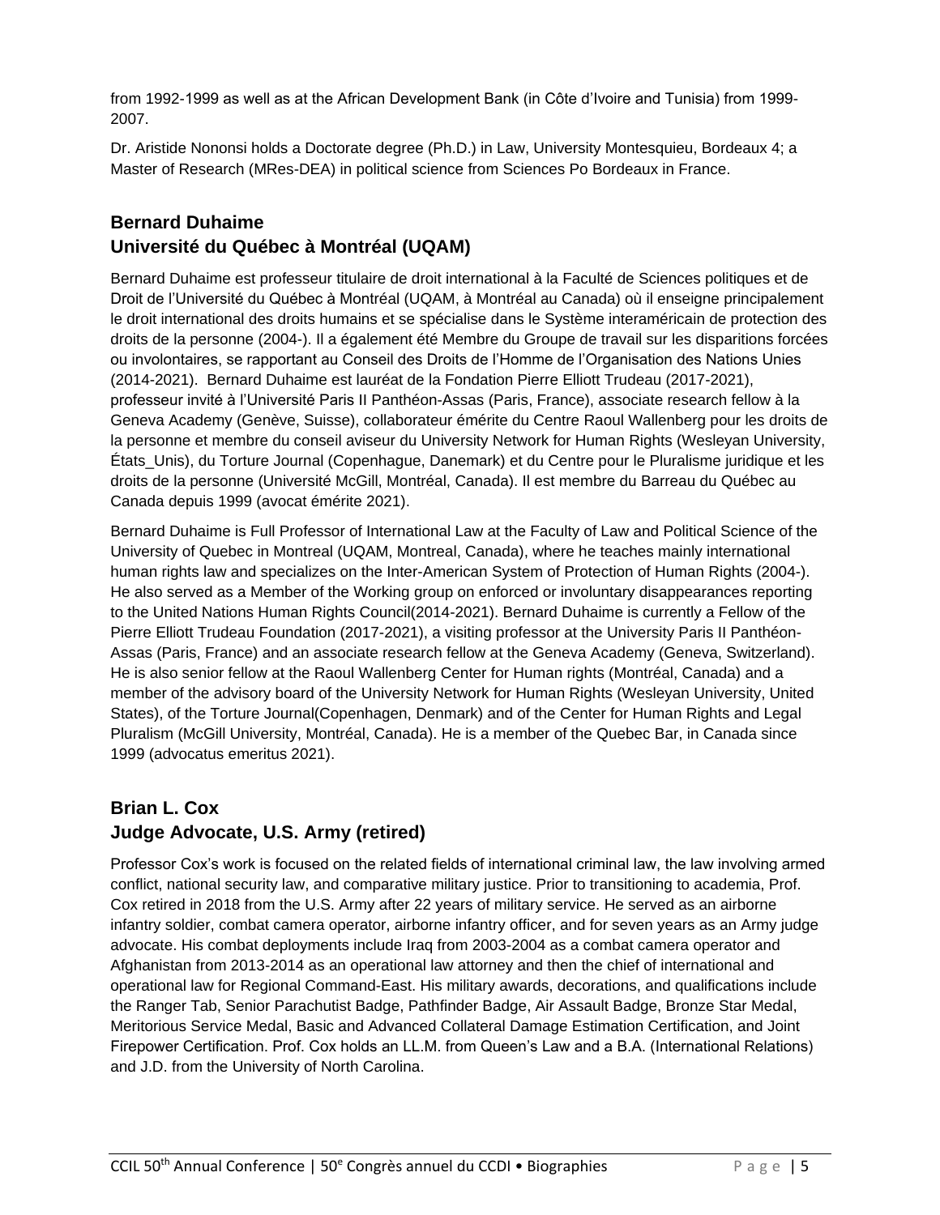from 1992-1999 as well as at the African Development Bank (in Côte d'Ivoire and Tunisia) from 1999-2007.

Dr. Aristide Nononsi holds a Doctorate degree (Ph.D.) in Law, University Montesquieu, Bordeaux 4; a Master of Research (MRes-DEA) in political science from Sciences Po Bordeaux in France.

## Bernard Duhaime
## Université du Québec à Montréal (UQAM)

Bernard Duhaime est professeur titulaire de droit international à la Faculté de Sciences politiques et de Droit de l'Université du Québec à Montréal (UQAM, à Montréal au Canada) où il enseigne principalement le droit international des droits humains et se spécialise dans le Système interaméricain de protection des droits de la personne (2004-). Il a également été Membre du Groupe de travail sur les disparitions forcées ou involontaires, se rapportant au Conseil des Droits de l'Homme de l'Organisation des Nations Unies (2014-2021). Bernard Duhaime est lauréat de la Fondation Pierre Elliott Trudeau (2017-2021), professeur invité à l'Université Paris II Panthéon-Assas (Paris, France), associate research fellow à la Geneva Academy (Genève, Suisse), collaborateur émérite du Centre Raoul Wallenberg pour les droits de la personne et membre du conseil aviseur du University Network for Human Rights (Wesleyan University, États_Unis), du Torture Journal (Copenhague, Danemark) et du Centre pour le Pluralisme juridique et les droits de la personne (Université McGill, Montréal, Canada). Il est membre du Barreau du Québec au Canada depuis 1999 (avocat émérite 2021).

Bernard Duhaime is Full Professor of International Law at the Faculty of Law and Political Science of the University of Quebec in Montreal (UQAM, Montreal, Canada), where he teaches mainly international human rights law and specializes on the Inter-American System of Protection of Human Rights (2004-). He also served as a Member of the Working group on enforced or involuntary disappearances reporting to the United Nations Human Rights Council(2014-2021). Bernard Duhaime is currently a Fellow of the Pierre Elliott Trudeau Foundation (2017-2021), a visiting professor at the University Paris II Panthéon-Assas (Paris, France) and an associate research fellow at the Geneva Academy (Geneva, Switzerland). He is also senior fellow at the Raoul Wallenberg Center for Human rights (Montréal, Canada) and a member of the advisory board of the University Network for Human Rights (Wesleyan University, United States), of the Torture Journal(Copenhagen, Denmark) and of the Center for Human Rights and Legal Pluralism (McGill University, Montréal, Canada). He is a member of the Quebec Bar, in Canada since 1999 (advocatus emeritus 2021).

## Brian L. Cox
## Judge Advocate, U.S. Army (retired)

Professor Cox's work is focused on the related fields of international criminal law, the law involving armed conflict, national security law, and comparative military justice. Prior to transitioning to academia, Prof. Cox retired in 2018 from the U.S. Army after 22 years of military service. He served as an airborne infantry soldier, combat camera operator, airborne infantry officer, and for seven years as an Army judge advocate. His combat deployments include Iraq from 2003-2004 as a combat camera operator and Afghanistan from 2013-2014 as an operational law attorney and then the chief of international and operational law for Regional Command-East. His military awards, decorations, and qualifications include the Ranger Tab, Senior Parachutist Badge, Pathfinder Badge, Air Assault Badge, Bronze Star Medal, Meritorious Service Medal, Basic and Advanced Collateral Damage Estimation Certification, and Joint Firepower Certification. Prof. Cox holds an LL.M. from Queen's Law and a B.A. (International Relations) and J.D. from the University of North Carolina.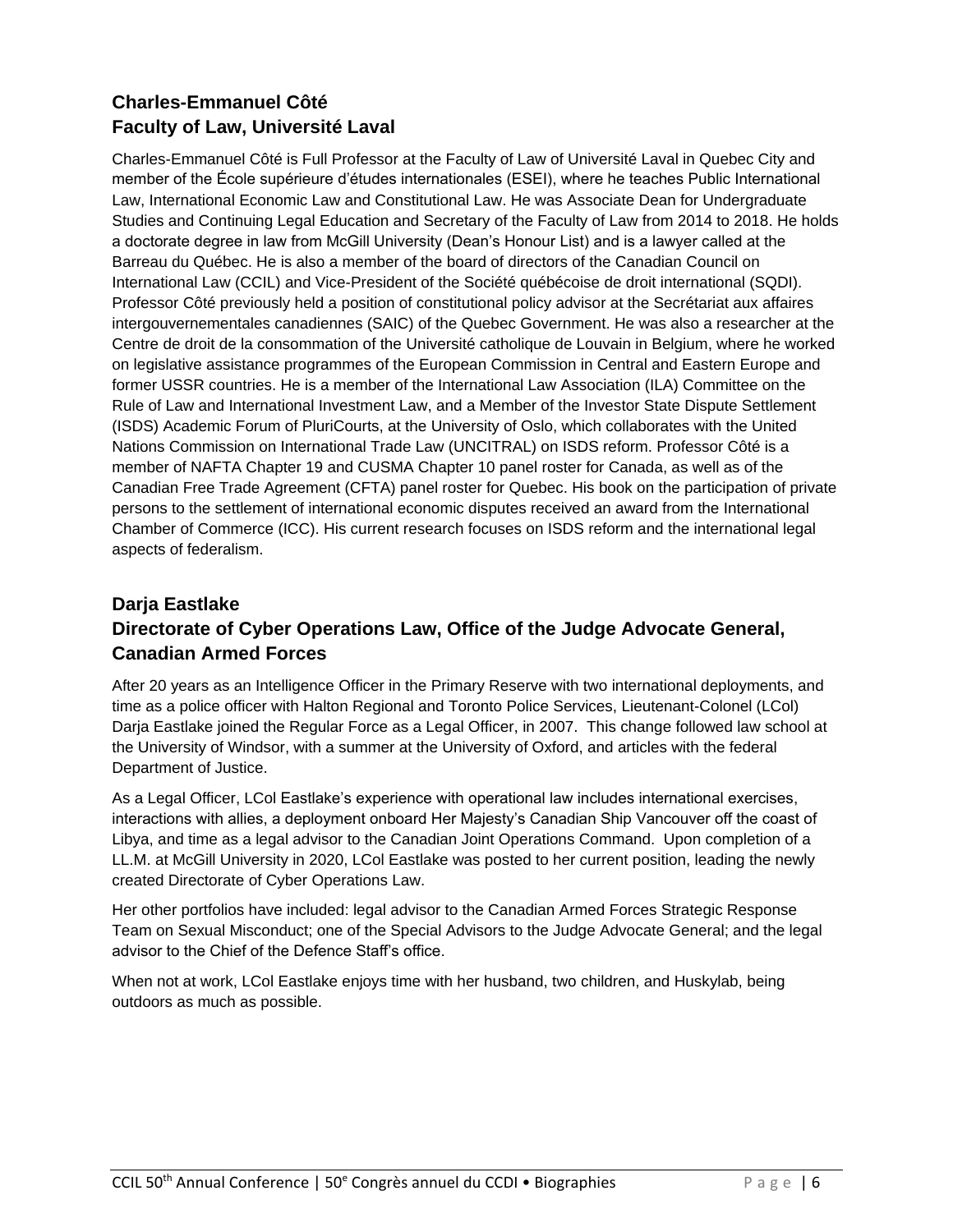## Charles-Emmanuel Côté
## Faculty of Law, Université Laval

Charles-Emmanuel Côté is Full Professor at the Faculty of Law of Université Laval in Quebec City and member of the École supérieure d'études internationales (ESEI), where he teaches Public International Law, International Economic Law and Constitutional Law. He was Associate Dean for Undergraduate Studies and Continuing Legal Education and Secretary of the Faculty of Law from 2014 to 2018. He holds a doctorate degree in law from McGill University (Dean's Honour List) and is a lawyer called at the Barreau du Québec. He is also a member of the board of directors of the Canadian Council on International Law (CCIL) and Vice-President of the Société québécoise de droit international (SQDI). Professor Côté previously held a position of constitutional policy advisor at the Secrétariat aux affaires intergouvernementales canadiennes (SAIC) of the Quebec Government. He was also a researcher at the Centre de droit de la consommation of the Université catholique de Louvain in Belgium, where he worked on legislative assistance programmes of the European Commission in Central and Eastern Europe and former USSR countries. He is a member of the International Law Association (ILA) Committee on the Rule of Law and International Investment Law, and a Member of the Investor State Dispute Settlement (ISDS) Academic Forum of PluriCourts, at the University of Oslo, which collaborates with the United Nations Commission on International Trade Law (UNCITRAL) on ISDS reform. Professor Côté is a member of NAFTA Chapter 19 and CUSMA Chapter 10 panel roster for Canada, as well as of the Canadian Free Trade Agreement (CFTA) panel roster for Quebec. His book on the participation of private persons to the settlement of international economic disputes received an award from the International Chamber of Commerce (ICC). His current research focuses on ISDS reform and the international legal aspects of federalism.

## Darja Eastlake
## Directorate of Cyber Operations Law, Office of the Judge Advocate General, Canadian Armed Forces

After 20 years as an Intelligence Officer in the Primary Reserve with two international deployments, and time as a police officer with Halton Regional and Toronto Police Services, Lieutenant-Colonel (LCol) Darja Eastlake joined the Regular Force as a Legal Officer, in 2007. This change followed law school at the University of Windsor, with a summer at the University of Oxford, and articles with the federal Department of Justice.

As a Legal Officer, LCol Eastlake's experience with operational law includes international exercises, interactions with allies, a deployment onboard Her Majesty's Canadian Ship Vancouver off the coast of Libya, and time as a legal advisor to the Canadian Joint Operations Command. Upon completion of a LL.M. at McGill University in 2020, LCol Eastlake was posted to her current position, leading the newly created Directorate of Cyber Operations Law.

Her other portfolios have included: legal advisor to the Canadian Armed Forces Strategic Response Team on Sexual Misconduct; one of the Special Advisors to the Judge Advocate General; and the legal advisor to the Chief of the Defence Staff's office.

When not at work, LCol Eastlake enjoys time with her husband, two children, and Huskylab, being outdoors as much as possible.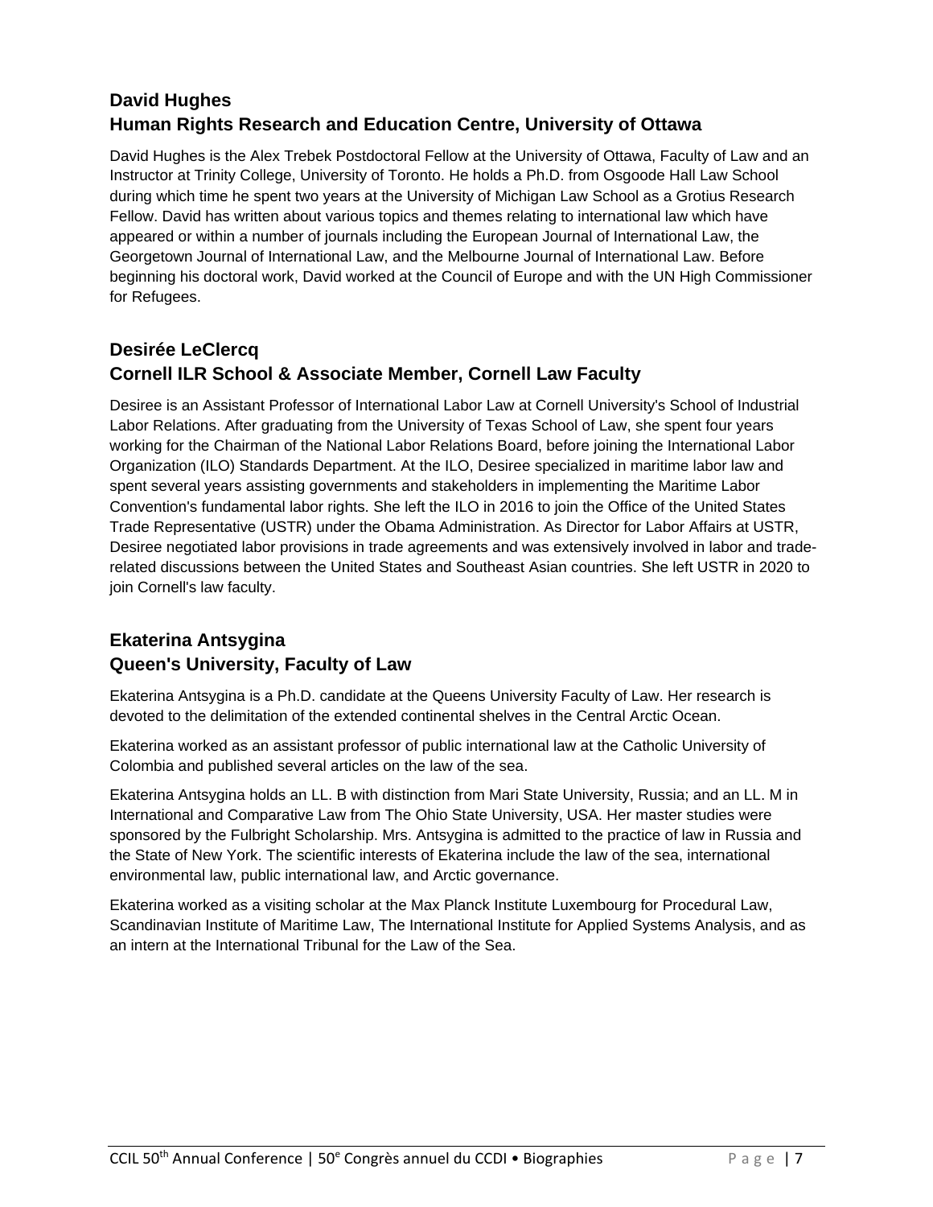## David Hughes
## Human Rights Research and Education Centre, University of Ottawa

David Hughes is the Alex Trebek Postdoctoral Fellow at the University of Ottawa, Faculty of Law and an Instructor at Trinity College, University of Toronto. He holds a Ph.D. from Osgoode Hall Law School during which time he spent two years at the University of Michigan Law School as a Grotius Research Fellow. David has written about various topics and themes relating to international law which have appeared or within a number of journals including the European Journal of International Law, the Georgetown Journal of International Law, and the Melbourne Journal of International Law. Before beginning his doctoral work, David worked at the Council of Europe and with the UN High Commissioner for Refugees.

## Desirée LeClercq
## Cornell ILR School & Associate Member, Cornell Law Faculty

Desiree is an Assistant Professor of International Labor Law at Cornell University's School of Industrial Labor Relations. After graduating from the University of Texas School of Law, she spent four years working for the Chairman of the National Labor Relations Board, before joining the International Labor Organization (ILO) Standards Department. At the ILO, Desiree specialized in maritime labor law and spent several years assisting governments and stakeholders in implementing the Maritime Labor Convention's fundamental labor rights. She left the ILO in 2016 to join the Office of the United States Trade Representative (USTR) under the Obama Administration. As Director for Labor Affairs at USTR, Desiree negotiated labor provisions in trade agreements and was extensively involved in labor and trade-related discussions between the United States and Southeast Asian countries. She left USTR in 2020 to join Cornell's law faculty.

## Ekaterina Antsygina
## Queen's University, Faculty of Law

Ekaterina Antsygina is a Ph.D. candidate at the Queens University Faculty of Law. Her research is devoted to the delimitation of the extended continental shelves in the Central Arctic Ocean.

Ekaterina worked as an assistant professor of public international law at the Catholic University of Colombia and published several articles on the law of the sea.

Ekaterina Antsygina holds an LL. B with distinction from Mari State University, Russia; and an LL. M in International and Comparative Law from The Ohio State University, USA. Her master studies were sponsored by the Fulbright Scholarship. Mrs. Antsygina is admitted to the practice of law in Russia and the State of New York. The scientific interests of Ekaterina include the law of the sea, international environmental law, public international law, and Arctic governance.

Ekaterina worked as a visiting scholar at the Max Planck Institute Luxembourg for Procedural Law, Scandinavian Institute of Maritime Law, The International Institute for Applied Systems Analysis, and as an intern at the International Tribunal for the Law of the Sea.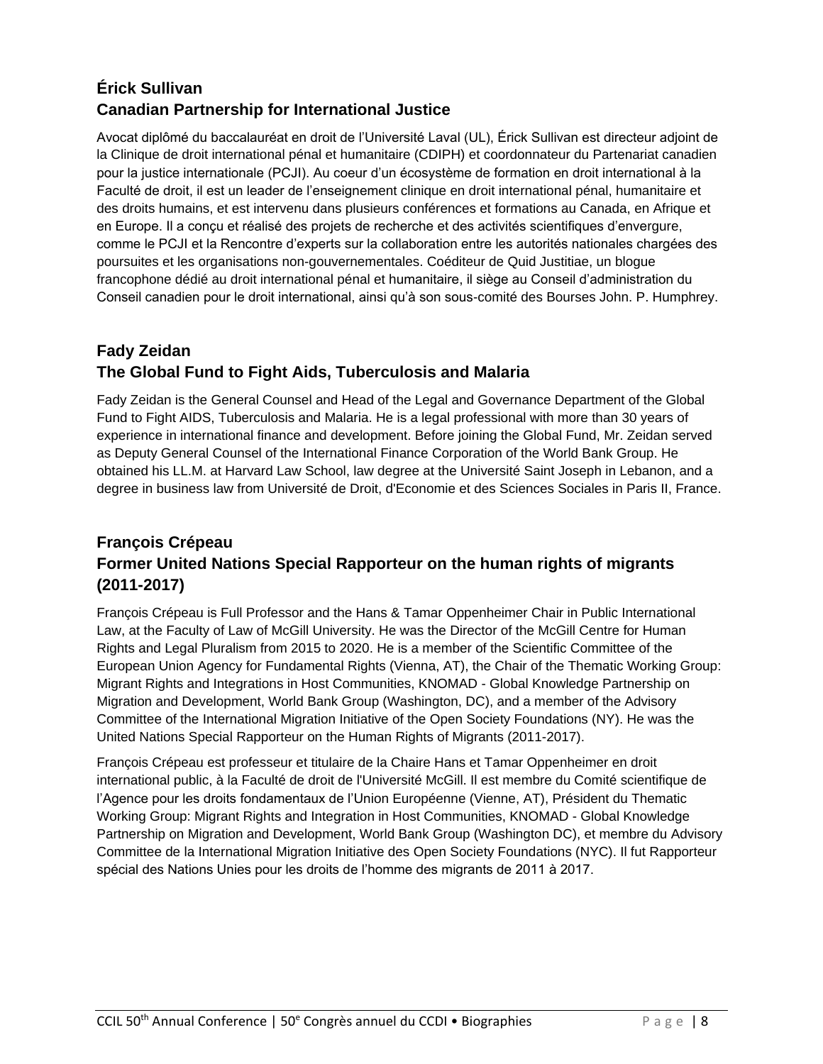## Érick Sullivan
## Canadian Partnership for International Justice

Avocat diplômé du baccalauréat en droit de l'Université Laval (UL), Érick Sullivan est directeur adjoint de la Clinique de droit international pénal et humanitaire (CDIPH) et coordonnateur du Partenariat canadien pour la justice internationale (PCJI). Au coeur d'un écosystème de formation en droit international à la Faculté de droit, il est un leader de l'enseignement clinique en droit international pénal, humanitaire et des droits humains, et est intervenu dans plusieurs conférences et formations au Canada, en Afrique et en Europe. Il a conçu et réalisé des projets de recherche et des activités scientifiques d'envergure, comme le PCJI et la Rencontre d'experts sur la collaboration entre les autorités nationales chargées des poursuites et les organisations non-gouvernementales. Coéditeur de Quid Justitiae, un blogue francophone dédié au droit international pénal et humanitaire, il siège au Conseil d'administration du Conseil canadien pour le droit international, ainsi qu'à son sous-comité des Bourses John. P. Humphrey.

## Fady Zeidan
## The Global Fund to Fight Aids, Tuberculosis and Malaria

Fady Zeidan is the General Counsel and Head of the Legal and Governance Department of the Global Fund to Fight AIDS, Tuberculosis and Malaria. He is a legal professional with more than 30 years of experience in international finance and development. Before joining the Global Fund, Mr. Zeidan served as Deputy General Counsel of the International Finance Corporation of the World Bank Group. He obtained his LL.M. at Harvard Law School, law degree at the Université Saint Joseph in Lebanon, and a degree in business law from Université de Droit, d'Economie et des Sciences Sociales in Paris II, France.

## François Crépeau
## Former United Nations Special Rapporteur on the human rights of migrants (2011-2017)

François Crépeau is Full Professor and the Hans & Tamar Oppenheimer Chair in Public International Law, at the Faculty of Law of McGill University. He was the Director of the McGill Centre for Human Rights and Legal Pluralism from 2015 to 2020. He is a member of the Scientific Committee of the European Union Agency for Fundamental Rights (Vienna, AT), the Chair of the Thematic Working Group: Migrant Rights and Integrations in Host Communities, KNOMAD - Global Knowledge Partnership on Migration and Development, World Bank Group (Washington, DC), and a member of the Advisory Committee of the International Migration Initiative of the Open Society Foundations (NY). He was the United Nations Special Rapporteur on the Human Rights of Migrants (2011-2017).

François Crépeau est professeur et titulaire de la Chaire Hans et Tamar Oppenheimer en droit international public, à la Faculté de droit de l'Université McGill. Il est membre du Comité scientifique de l'Agence pour les droits fondamentaux de l'Union Européenne (Vienne, AT), Président du Thematic Working Group: Migrant Rights and Integration in Host Communities, KNOMAD - Global Knowledge Partnership on Migration and Development, World Bank Group (Washington DC), et membre du Advisory Committee de la International Migration Initiative des Open Society Foundations (NYC). Il fut Rapporteur spécial des Nations Unies pour les droits de l'homme des migrants de 2011 à 2017.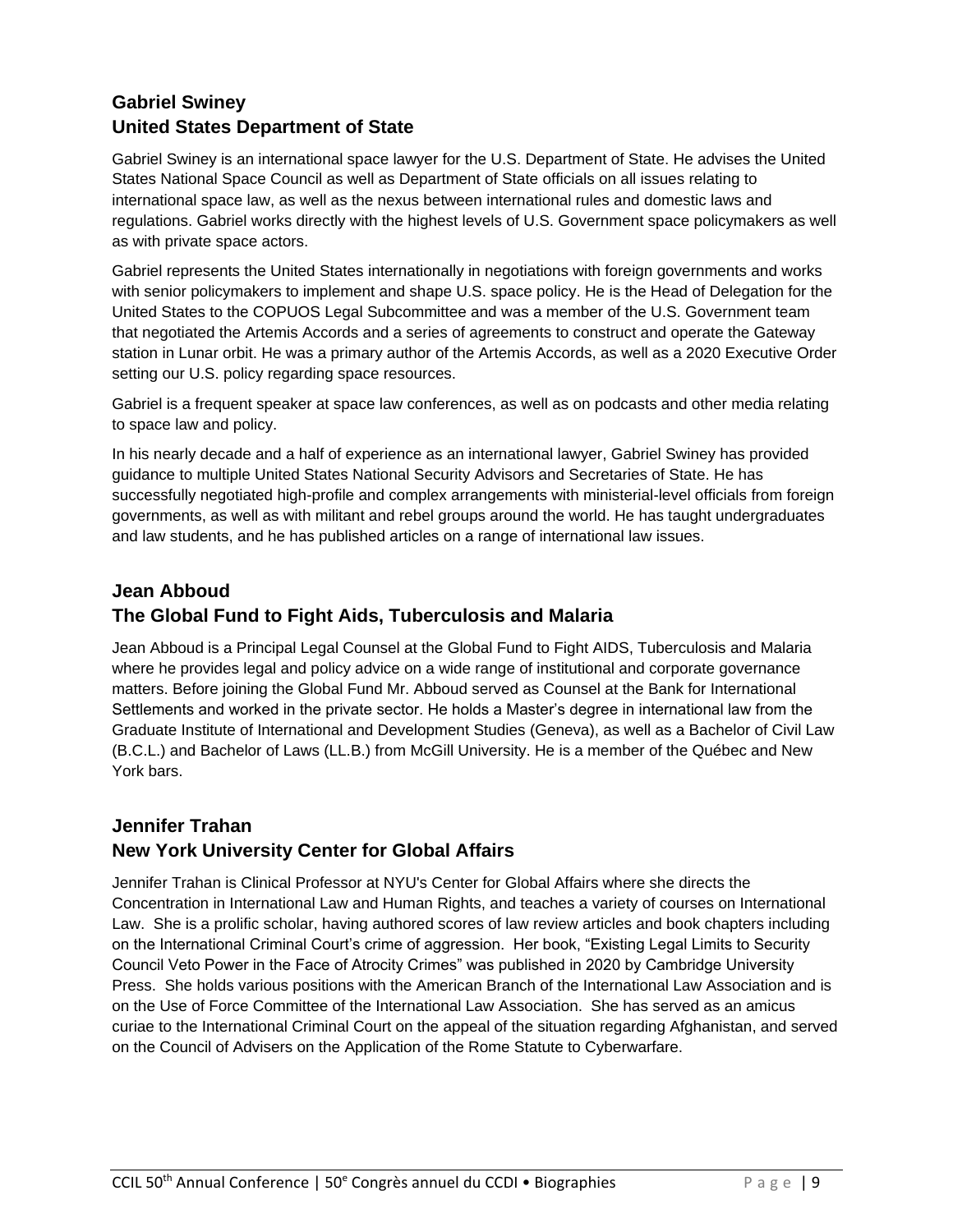### Gabriel Swiney
### United States Department of State

Gabriel Swiney is an international space lawyer for the U.S. Department of State. He advises the United States National Space Council as well as Department of State officials on all issues relating to international space law, as well as the nexus between international rules and domestic laws and regulations. Gabriel works directly with the highest levels of U.S. Government space policymakers as well as with private space actors.

Gabriel represents the United States internationally in negotiations with foreign governments and works with senior policymakers to implement and shape U.S. space policy. He is the Head of Delegation for the United States to the COPUOS Legal Subcommittee and was a member of the U.S. Government team that negotiated the Artemis Accords and a series of agreements to construct and operate the Gateway station in Lunar orbit. He was a primary author of the Artemis Accords, as well as a 2020 Executive Order setting our U.S. policy regarding space resources.

Gabriel is a frequent speaker at space law conferences, as well as on podcasts and other media relating to space law and policy.

In his nearly decade and a half of experience as an international lawyer, Gabriel Swiney has provided guidance to multiple United States National Security Advisors and Secretaries of State. He has successfully negotiated high-profile and complex arrangements with ministerial-level officials from foreign governments, as well as with militant and rebel groups around the world. He has taught undergraduates and law students, and he has published articles on a range of international law issues.

### Jean Abboud
### The Global Fund to Fight Aids, Tuberculosis and Malaria

Jean Abboud is a Principal Legal Counsel at the Global Fund to Fight AIDS, Tuberculosis and Malaria where he provides legal and policy advice on a wide range of institutional and corporate governance matters. Before joining the Global Fund Mr. Abboud served as Counsel at the Bank for International Settlements and worked in the private sector. He holds a Master's degree in international law from the Graduate Institute of International and Development Studies (Geneva), as well as a Bachelor of Civil Law (B.C.L.) and Bachelor of Laws (LL.B.) from McGill University. He is a member of the Québec and New York bars.

### Jennifer Trahan
### New York University Center for Global Affairs

Jennifer Trahan is Clinical Professor at NYU's Center for Global Affairs where she directs the Concentration in International Law and Human Rights, and teaches a variety of courses on International Law. She is a prolific scholar, having authored scores of law review articles and book chapters including on the International Criminal Court's crime of aggression. Her book, "Existing Legal Limits to Security Council Veto Power in the Face of Atrocity Crimes" was published in 2020 by Cambridge University Press. She holds various positions with the American Branch of the International Law Association and is on the Use of Force Committee of the International Law Association. She has served as an amicus curiae to the International Criminal Court on the appeal of the situation regarding Afghanistan, and served on the Council of Advisers on the Application of the Rome Statute to Cyberwarfare.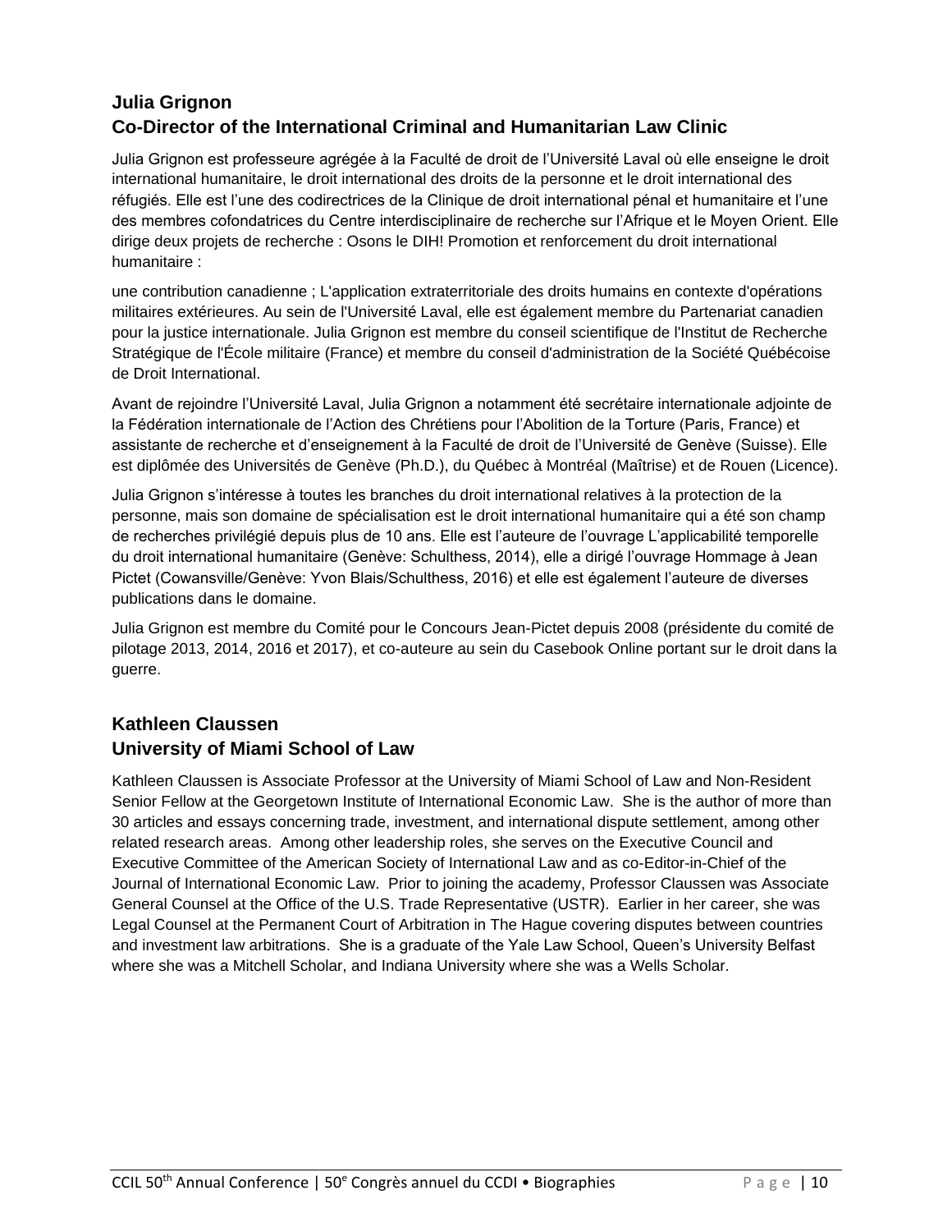## Julia Grignon
## Co-Director of the International Criminal and Humanitarian Law Clinic

Julia Grignon est professeure agrégée à la Faculté de droit de l'Université Laval où elle enseigne le droit international humanitaire, le droit international des droits de la personne et le droit international des réfugiés. Elle est l'une des codirectrices de la Clinique de droit international pénal et humanitaire et l'une des membres cofondatrices du Centre interdisciplinaire de recherche sur l'Afrique et le Moyen Orient. Elle dirige deux projets de recherche : Osons le DIH! Promotion et renforcement du droit international humanitaire :

une contribution canadienne ; L'application extraterritoriale des droits humains en contexte d'opérations militaires extérieures. Au sein de l'Université Laval, elle est également membre du Partenariat canadien pour la justice internationale. Julia Grignon est membre du conseil scientifique de l'Institut de Recherche Stratégique de l'École militaire (France) et membre du conseil d'administration de la Société Québécoise de Droit International.

Avant de rejoindre l'Université Laval, Julia Grignon a notamment été secrétaire internationale adjointe de la Fédération internationale de l'Action des Chrétiens pour l'Abolition de la Torture (Paris, France) et assistante de recherche et d'enseignement à la Faculté de droit de l'Université de Genève (Suisse). Elle est diplômée des Universités de Genève (Ph.D.), du Québec à Montréal (Maîtrise) et de Rouen (Licence).

Julia Grignon s'intéresse à toutes les branches du droit international relatives à la protection de la personne, mais son domaine de spécialisation est le droit international humanitaire qui a été son champ de recherches privilégié depuis plus de 10 ans. Elle est l'auteure de l'ouvrage L'applicabilité temporelle du droit international humanitaire (Genève: Schulthess, 2014), elle a dirigé l'ouvrage Hommage à Jean Pictet (Cowansville/Genève: Yvon Blais/Schulthess, 2016) et elle est également l'auteure de diverses publications dans le domaine.

Julia Grignon est membre du Comité pour le Concours Jean-Pictet depuis 2008 (présidente du comité de pilotage 2013, 2014, 2016 et 2017), et co-auteure au sein du Casebook Online portant sur le droit dans la guerre.

## Kathleen Claussen
## University of Miami School of Law

Kathleen Claussen is Associate Professor at the University of Miami School of Law and Non-Resident Senior Fellow at the Georgetown Institute of International Economic Law. She is the author of more than 30 articles and essays concerning trade, investment, and international dispute settlement, among other related research areas. Among other leadership roles, she serves on the Executive Council and Executive Committee of the American Society of International Law and as co-Editor-in-Chief of the Journal of International Economic Law. Prior to joining the academy, Professor Claussen was Associate General Counsel at the Office of the U.S. Trade Representative (USTR). Earlier in her career, she was Legal Counsel at the Permanent Court of Arbitration in The Hague covering disputes between countries and investment law arbitrations. She is a graduate of the Yale Law School, Queen's University Belfast where she was a Mitchell Scholar, and Indiana University where she was a Wells Scholar.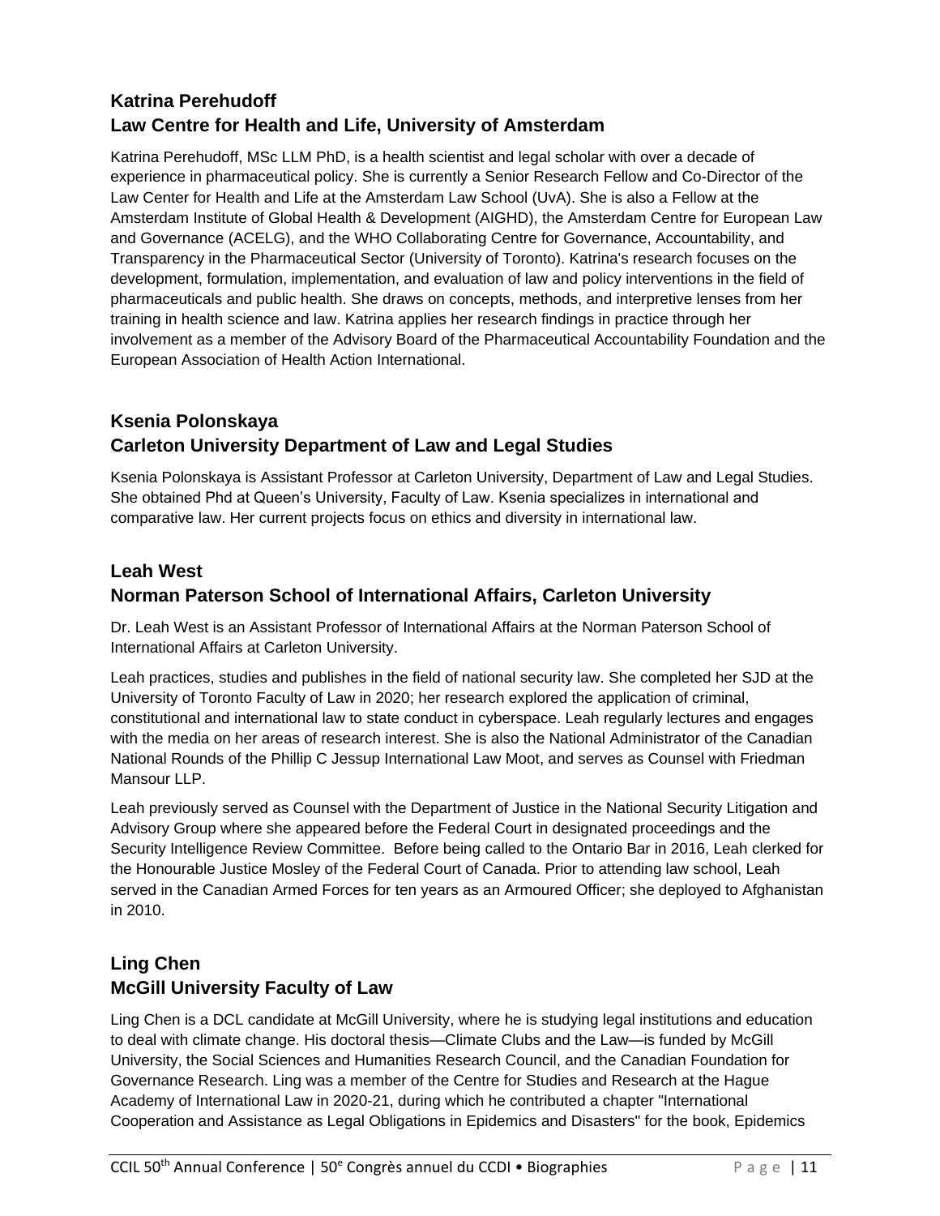### Katrina Perehudoff
### Law Centre for Health and Life, University of Amsterdam

Katrina Perehudoff, MSc LLM PhD, is a health scientist and legal scholar with over a decade of experience in pharmaceutical policy. She is currently a Senior Research Fellow and Co-Director of the Law Center for Health and Life at the Amsterdam Law School (UvA). She is also a Fellow at the Amsterdam Institute of Global Health & Development (AIGHD), the Amsterdam Centre for European Law and Governance (ACELG), and the WHO Collaborating Centre for Governance, Accountability, and Transparency in the Pharmaceutical Sector (University of Toronto). Katrina's research focuses on the development, formulation, implementation, and evaluation of law and policy interventions in the field of pharmaceuticals and public health. She draws on concepts, methods, and interpretive lenses from her training in health science and law. Katrina applies her research findings in practice through her involvement as a member of the Advisory Board of the Pharmaceutical Accountability Foundation and the European Association of Health Action International.

### Ksenia Polonskaya
### Carleton University Department of Law and Legal Studies

Ksenia Polonskaya is Assistant Professor at Carleton University, Department of Law and Legal Studies. She obtained Phd at Queen's University, Faculty of Law. Ksenia specializes in international and comparative law. Her current projects focus on ethics and diversity in international law.

### Leah West
### Norman Paterson School of International Affairs, Carleton University

Dr. Leah West is an Assistant Professor of International Affairs at the Norman Paterson School of International Affairs at Carleton University.

Leah practices, studies and publishes in the field of national security law. She completed her SJD at the University of Toronto Faculty of Law in 2020; her research explored the application of criminal, constitutional and international law to state conduct in cyberspace. Leah regularly lectures and engages with the media on her areas of research interest. She is also the National Administrator of the Canadian National Rounds of the Phillip C Jessup International Law Moot, and serves as Counsel with Friedman Mansour LLP.

Leah previously served as Counsel with the Department of Justice in the National Security Litigation and Advisory Group where she appeared before the Federal Court in designated proceedings and the Security Intelligence Review Committee. Before being called to the Ontario Bar in 2016, Leah clerked for the Honourable Justice Mosley of the Federal Court of Canada. Prior to attending law school, Leah served in the Canadian Armed Forces for ten years as an Armoured Officer; she deployed to Afghanistan in 2010.

### Ling Chen
### McGill University Faculty of Law

Ling Chen is a DCL candidate at McGill University, where he is studying legal institutions and education to deal with climate change. His doctoral thesis—Climate Clubs and the Law—is funded by McGill University, the Social Sciences and Humanities Research Council, and the Canadian Foundation for Governance Research. Ling was a member of the Centre for Studies and Research at the Hague Academy of International Law in 2020-21, during which he contributed a chapter "International Cooperation and Assistance as Legal Obligations in Epidemics and Disasters" for the book, Epidemics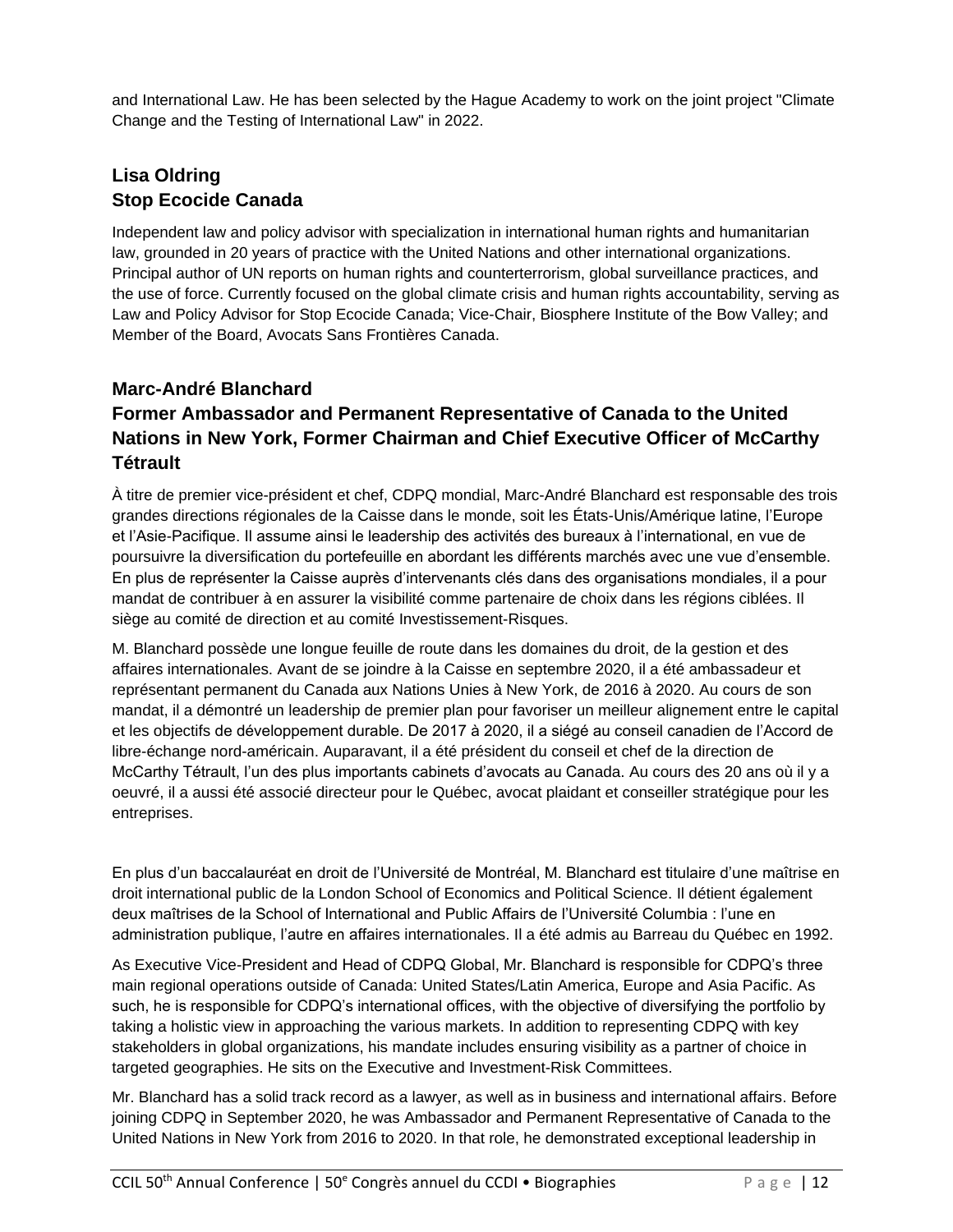and International Law. He has been selected by the Hague Academy to work on the joint project "Climate Change and the Testing of International Law" in 2022.

### Lisa Oldring
### Stop Ecocide Canada

Independent law and policy advisor with specialization in international human rights and humanitarian law, grounded in 20 years of practice with the United Nations and other international organizations. Principal author of UN reports on human rights and counterterrorism, global surveillance practices, and the use of force. Currently focused on the global climate crisis and human rights accountability, serving as Law and Policy Advisor for Stop Ecocide Canada; Vice-Chair, Biosphere Institute of the Bow Valley; and Member of the Board, Avocats Sans Frontières Canada.

### Marc-André Blanchard
### Former Ambassador and Permanent Representative of Canada to the United Nations in New York, Former Chairman and Chief Executive Officer of McCarthy Tétrault

À titre de premier vice-président et chef, CDPQ mondial, Marc-André Blanchard est responsable des trois grandes directions régionales de la Caisse dans le monde, soit les États-Unis/Amérique latine, l'Europe et l'Asie-Pacifique. Il assume ainsi le leadership des activités des bureaux à l'international, en vue de poursuivre la diversification du portefeuille en abordant les différents marchés avec une vue d'ensemble. En plus de représenter la Caisse auprès d'intervenants clés dans des organisations mondiales, il a pour mandat de contribuer à en assurer la visibilité comme partenaire de choix dans les régions ciblées. Il siège au comité de direction et au comité Investissement-Risques.

M. Blanchard possède une longue feuille de route dans les domaines du droit, de la gestion et des affaires internationales. Avant de se joindre à la Caisse en septembre 2020, il a été ambassadeur et représentant permanent du Canada aux Nations Unies à New York, de 2016 à 2020. Au cours de son mandat, il a démontré un leadership de premier plan pour favoriser un meilleur alignement entre le capital et les objectifs de développement durable. De 2017 à 2020, il a siégé au conseil canadien de l'Accord de libre-échange nord-américain. Auparavant, il a été président du conseil et chef de la direction de McCarthy Tétrault, l'un des plus importants cabinets d'avocats au Canada. Au cours des 20 ans où il y a oeuvré, il a aussi été associé directeur pour le Québec, avocat plaidant et conseiller stratégique pour les entreprises.

En plus d'un baccalauréat en droit de l'Université de Montréal, M. Blanchard est titulaire d'une maîtrise en droit international public de la London School of Economics and Political Science. Il détient également deux maîtrises de la School of International and Public Affairs de l'Université Columbia : l'une en administration publique, l'autre en affaires internationales. Il a été admis au Barreau du Québec en 1992.

As Executive Vice-President and Head of CDPQ Global, Mr. Blanchard is responsible for CDPQ's three main regional operations outside of Canada: United States/Latin America, Europe and Asia Pacific. As such, he is responsible for CDPQ's international offices, with the objective of diversifying the portfolio by taking a holistic view in approaching the various markets. In addition to representing CDPQ with key stakeholders in global organizations, his mandate includes ensuring visibility as a partner of choice in targeted geographies. He sits on the Executive and Investment-Risk Committees.

Mr. Blanchard has a solid track record as a lawyer, as well as in business and international affairs. Before joining CDPQ in September 2020, he was Ambassador and Permanent Representative of Canada to the United Nations in New York from 2016 to 2020. In that role, he demonstrated exceptional leadership in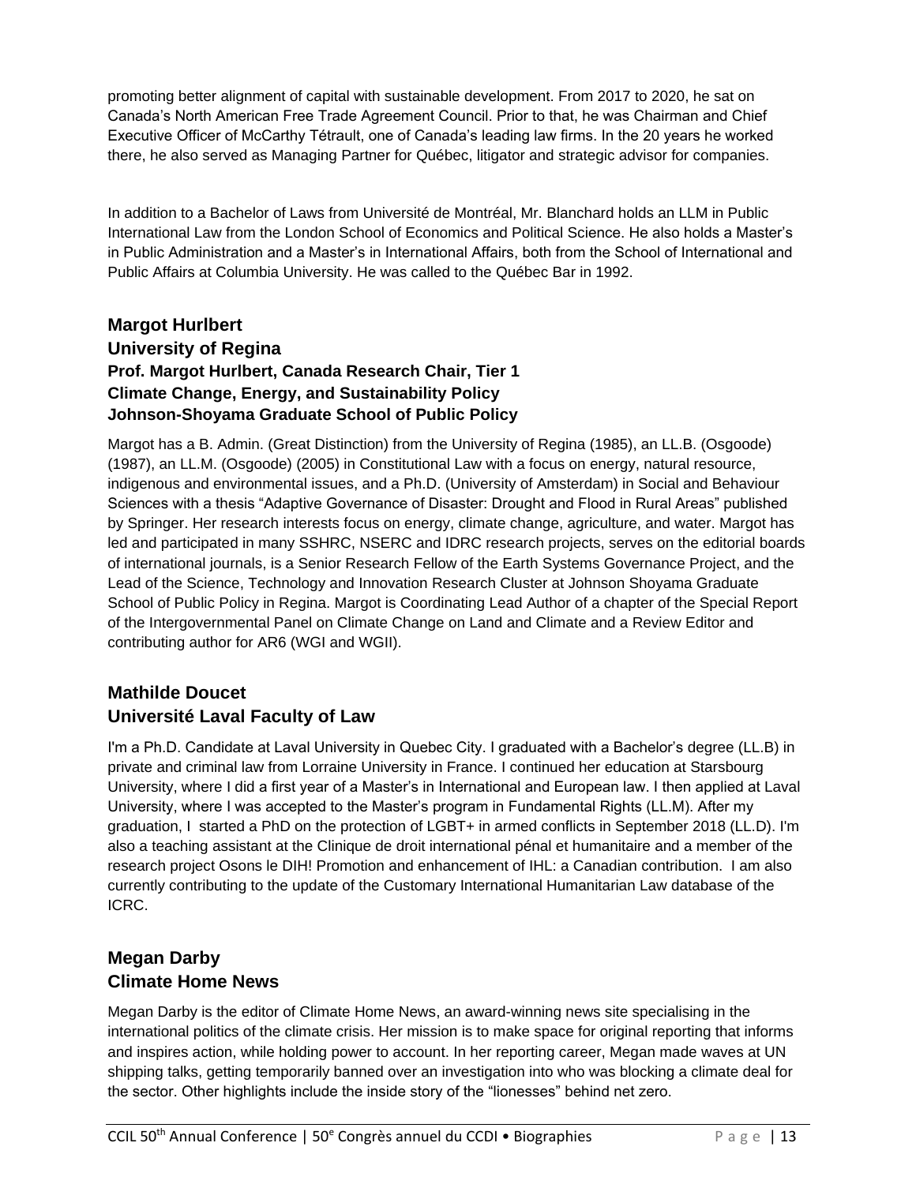promoting better alignment of capital with sustainable development. From 2017 to 2020, he sat on Canada's North American Free Trade Agreement Council. Prior to that, he was Chairman and Chief Executive Officer of McCarthy Tétrault, one of Canada's leading law firms. In the 20 years he worked there, he also served as Managing Partner for Québec, litigator and strategic advisor for companies.

In addition to a Bachelor of Laws from Université de Montréal, Mr. Blanchard holds an LLM in Public International Law from the London School of Economics and Political Science. He also holds a Master's in Public Administration and a Master's in International Affairs, both from the School of International and Public Affairs at Columbia University. He was called to the Québec Bar in 1992.

## Margot Hurlbert
## University of Regina
### Prof. Margot Hurlbert, Canada Research Chair, Tier 1
### Climate Change, Energy, and Sustainability Policy
### Johnson-Shoyama Graduate School of Public Policy

Margot has a B. Admin. (Great Distinction) from the University of Regina (1985), an LL.B. (Osgoode) (1987), an LL.M. (Osgoode) (2005) in Constitutional Law with a focus on energy, natural resource, indigenous and environmental issues, and a Ph.D. (University of Amsterdam) in Social and Behaviour Sciences with a thesis "Adaptive Governance of Disaster: Drought and Flood in Rural Areas" published by Springer. Her research interests focus on energy, climate change, agriculture, and water. Margot has led and participated in many SSHRC, NSERC and IDRC research projects, serves on the editorial boards of international journals, is a Senior Research Fellow of the Earth Systems Governance Project, and the Lead of the Science, Technology and Innovation Research Cluster at Johnson Shoyama Graduate School of Public Policy in Regina. Margot is Coordinating Lead Author of a chapter of the Special Report of the Intergovernmental Panel on Climate Change on Land and Climate and a Review Editor and contributing author for AR6 (WGI and WGII).

## Mathilde Doucet
## Université Laval Faculty of Law

I'm a Ph.D. Candidate at Laval University in Quebec City. I graduated with a Bachelor's degree (LL.B) in private and criminal law from Lorraine University in France. I continued her education at Starsbourg University, where I did a first year of a Master's in International and European law. I then applied at Laval University, where I was accepted to the Master's program in Fundamental Rights (LL.M). After my graduation, I started a PhD on the protection of LGBT+ in armed conflicts in September 2018 (LL.D). I'm also a teaching assistant at the Clinique de droit international pénal et humanitaire and a member of the research project Osons le DIH! Promotion and enhancement of IHL: a Canadian contribution. I am also currently contributing to the update of the Customary International Humanitarian Law database of the ICRC.

## Megan Darby
## Climate Home News

Megan Darby is the editor of Climate Home News, an award-winning news site specialising in the international politics of the climate crisis. Her mission is to make space for original reporting that informs and inspires action, while holding power to account. In her reporting career, Megan made waves at UN shipping talks, getting temporarily banned over an investigation into who was blocking a climate deal for the sector. Other highlights include the inside story of the "lionesses" behind net zero.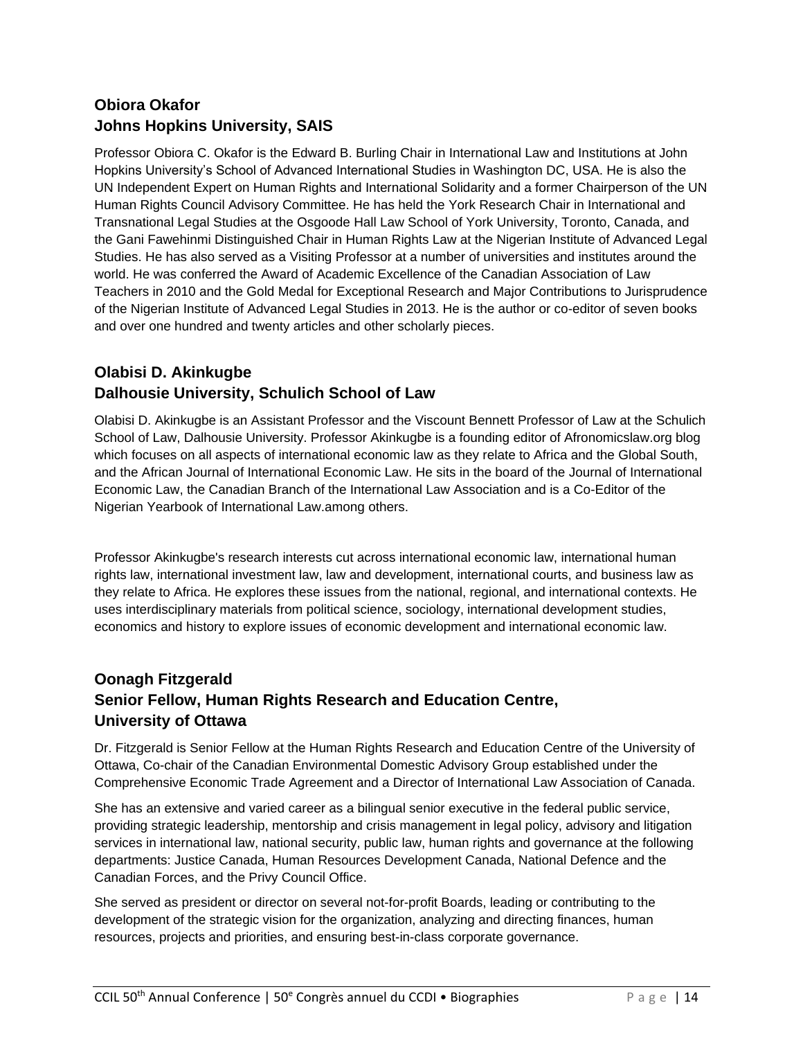## Obiora Okafor
## Johns Hopkins University, SAIS

Professor Obiora C. Okafor is the Edward B. Burling Chair in International Law and Institutions at John Hopkins University's School of Advanced International Studies in Washington DC, USA. He is also the UN Independent Expert on Human Rights and International Solidarity and a former Chairperson of the UN Human Rights Council Advisory Committee. He has held the York Research Chair in International and Transnational Legal Studies at the Osgoode Hall Law School of York University, Toronto, Canada, and the Gani Fawehinmi Distinguished Chair in Human Rights Law at the Nigerian Institute of Advanced Legal Studies. He has also served as a Visiting Professor at a number of universities and institutes around the world. He was conferred the Award of Academic Excellence of the Canadian Association of Law Teachers in 2010 and the Gold Medal for Exceptional Research and Major Contributions to Jurisprudence of the Nigerian Institute of Advanced Legal Studies in 2013. He is the author or co-editor of seven books and over one hundred and twenty articles and other scholarly pieces.

## Olabisi D. Akinkugbe
## Dalhousie University, Schulich School of Law

Olabisi D. Akinkugbe is an Assistant Professor and the Viscount Bennett Professor of Law at the Schulich School of Law, Dalhousie University. Professor Akinkugbe is a founding editor of Afronomicslaw.org blog which focuses on all aspects of international economic law as they relate to Africa and the Global South, and the African Journal of International Economic Law. He sits in the board of the Journal of International Economic Law, the Canadian Branch of the International Law Association and is a Co-Editor of the Nigerian Yearbook of International Law.among others.

Professor Akinkugbe's research interests cut across international economic law, international human rights law, international investment law, law and development, international courts, and business law as they relate to Africa. He explores these issues from the national, regional, and international contexts. He uses interdisciplinary materials from political science, sociology, international development studies, economics and history to explore issues of economic development and international economic law.

## Oonagh Fitzgerald
## Senior Fellow, Human Rights Research and Education Centre, University of Ottawa

Dr. Fitzgerald is Senior Fellow at the Human Rights Research and Education Centre of the University of Ottawa, Co-chair of the Canadian Environmental Domestic Advisory Group established under the Comprehensive Economic Trade Agreement and a Director of International Law Association of Canada.

She has an extensive and varied career as a bilingual senior executive in the federal public service, providing strategic leadership, mentorship and crisis management in legal policy, advisory and litigation services in international law, national security, public law, human rights and governance at the following departments: Justice Canada, Human Resources Development Canada, National Defence and the Canadian Forces, and the Privy Council Office.

She served as president or director on several not-for-profit Boards, leading or contributing to the development of the strategic vision for the organization, analyzing and directing finances, human resources, projects and priorities, and ensuring best-in-class corporate governance.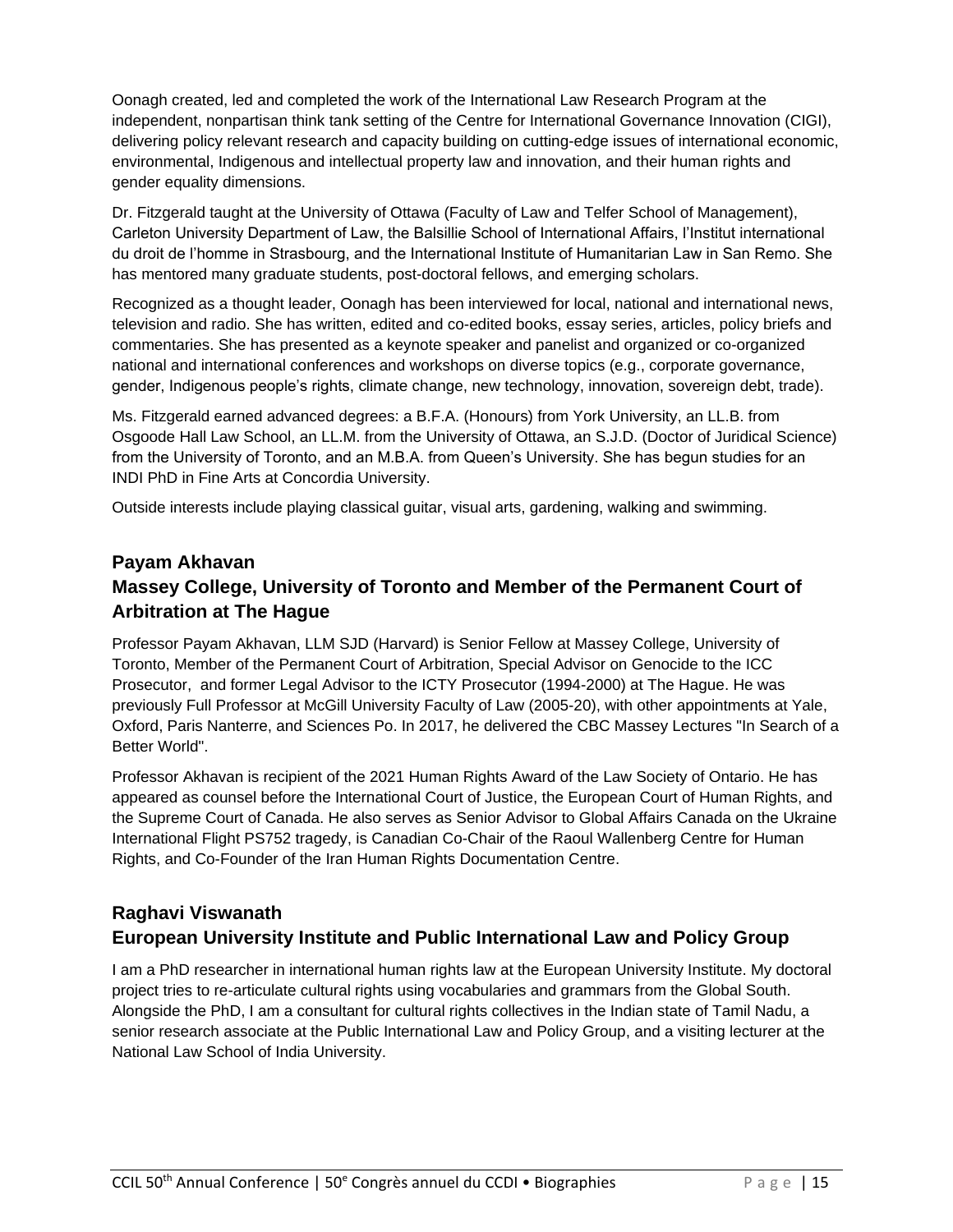Oonagh created, led and completed the work of the International Law Research Program at the independent, nonpartisan think tank setting of the Centre for International Governance Innovation (CIGI), delivering policy relevant research and capacity building on cutting-edge issues of international economic, environmental, Indigenous and intellectual property law and innovation, and their human rights and gender equality dimensions.

Dr. Fitzgerald taught at the University of Ottawa (Faculty of Law and Telfer School of Management), Carleton University Department of Law, the Balsillie School of International Affairs, l'Institut international du droit de l'homme in Strasbourg, and the International Institute of Humanitarian Law in San Remo. She has mentored many graduate students, post-doctoral fellows, and emerging scholars.

Recognized as a thought leader, Oonagh has been interviewed for local, national and international news, television and radio. She has written, edited and co-edited books, essay series, articles, policy briefs and commentaries. She has presented as a keynote speaker and panelist and organized or co-organized national and international conferences and workshops on diverse topics (e.g., corporate governance, gender, Indigenous people's rights, climate change, new technology, innovation, sovereign debt, trade).

Ms. Fitzgerald earned advanced degrees: a B.F.A. (Honours) from York University, an LL.B. from Osgoode Hall Law School, an LL.M. from the University of Ottawa, an S.J.D. (Doctor of Juridical Science) from the University of Toronto, and an M.B.A. from Queen's University. She has begun studies for an INDI PhD in Fine Arts at Concordia University.

Outside interests include playing classical guitar, visual arts, gardening, walking and swimming.

### Payam Akhavan
### Massey College, University of Toronto and Member of the Permanent Court of Arbitration at The Hague

Professor Payam Akhavan, LLM SJD (Harvard) is Senior Fellow at Massey College, University of Toronto, Member of the Permanent Court of Arbitration, Special Advisor on Genocide to the ICC Prosecutor, and former Legal Advisor to the ICTY Prosecutor (1994-2000) at The Hague. He was previously Full Professor at McGill University Faculty of Law (2005-20), with other appointments at Yale, Oxford, Paris Nanterre, and Sciences Po. In 2017, he delivered the CBC Massey Lectures "In Search of a Better World".

Professor Akhavan is recipient of the 2021 Human Rights Award of the Law Society of Ontario. He has appeared as counsel before the International Court of Justice, the European Court of Human Rights, and the Supreme Court of Canada. He also serves as Senior Advisor to Global Affairs Canada on the Ukraine International Flight PS752 tragedy, is Canadian Co-Chair of the Raoul Wallenberg Centre for Human Rights, and Co-Founder of the Iran Human Rights Documentation Centre.

### Raghavi Viswanath
### European University Institute and Public International Law and Policy Group

I am a PhD researcher in international human rights law at the European University Institute. My doctoral project tries to re-articulate cultural rights using vocabularies and grammars from the Global South. Alongside the PhD, I am a consultant for cultural rights collectives in the Indian state of Tamil Nadu, a senior research associate at the Public International Law and Policy Group, and a visiting lecturer at the National Law School of India University.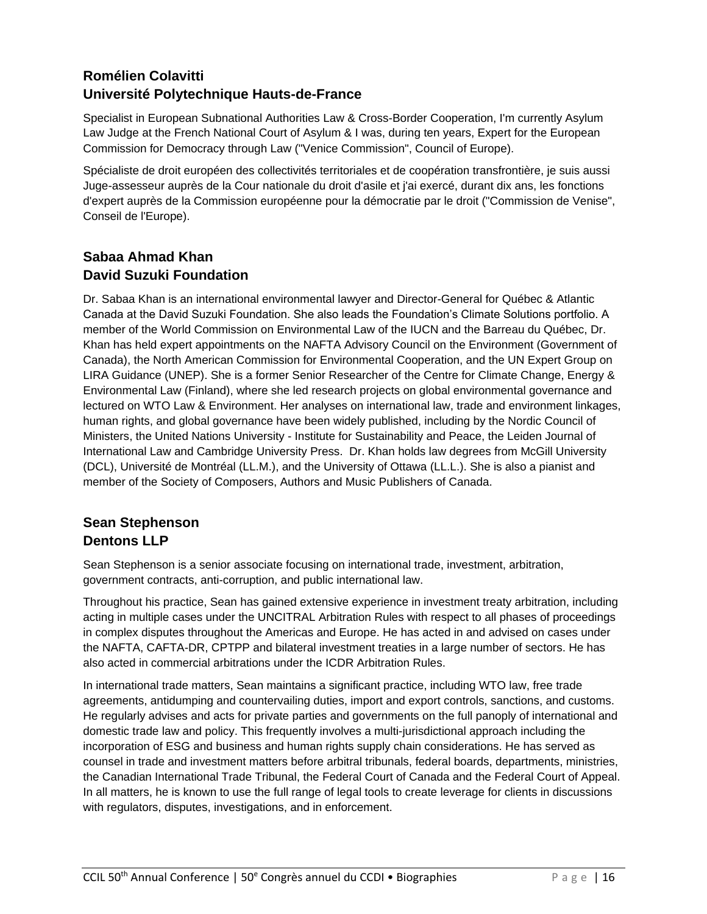### Romélien Colavitti
### Université Polytechnique Hauts-de-France

Specialist in European Subnational Authorities Law & Cross-Border Cooperation, I'm currently Asylum Law Judge at the French National Court of Asylum & I was, during ten years, Expert for the European Commission for Democracy through Law ("Venice Commission", Council of Europe).

Spécialiste de droit européen des collectivités territoriales et de coopération transfrontière, je suis aussi Juge-assesseur auprès de la Cour nationale du droit d'asile et j'ai exercé, durant dix ans, les fonctions d'expert auprès de la Commission européenne pour la démocratie par le droit ("Commission de Venise", Conseil de l'Europe).

### Sabaa Ahmad Khan
### David Suzuki Foundation

Dr. Sabaa Khan is an international environmental lawyer and Director-General for Québec & Atlantic Canada at the David Suzuki Foundation. She also leads the Foundation's Climate Solutions portfolio. A member of the World Commission on Environmental Law of the IUCN and the Barreau du Québec, Dr. Khan has held expert appointments on the NAFTA Advisory Council on the Environment (Government of Canada), the North American Commission for Environmental Cooperation, and the UN Expert Group on LIRA Guidance (UNEP). She is a former Senior Researcher of the Centre for Climate Change, Energy & Environmental Law (Finland), where she led research projects on global environmental governance and lectured on WTO Law & Environment. Her analyses on international law, trade and environment linkages, human rights, and global governance have been widely published, including by the Nordic Council of Ministers, the United Nations University - Institute for Sustainability and Peace, the Leiden Journal of International Law and Cambridge University Press. Dr. Khan holds law degrees from McGill University (DCL), Université de Montréal (LL.M.), and the University of Ottawa (LL.L.). She is also a pianist and member of the Society of Composers, Authors and Music Publishers of Canada.

### Sean Stephenson
### Dentons LLP

Sean Stephenson is a senior associate focusing on international trade, investment, arbitration, government contracts, anti-corruption, and public international law.

Throughout his practice, Sean has gained extensive experience in investment treaty arbitration, including acting in multiple cases under the UNCITRAL Arbitration Rules with respect to all phases of proceedings in complex disputes throughout the Americas and Europe. He has acted in and advised on cases under the NAFTA, CAFTA-DR, CPTPP and bilateral investment treaties in a large number of sectors. He has also acted in commercial arbitrations under the ICDR Arbitration Rules.

In international trade matters, Sean maintains a significant practice, including WTO law, free trade agreements, antidumping and countervailing duties, import and export controls, sanctions, and customs. He regularly advises and acts for private parties and governments on the full panoply of international and domestic trade law and policy. This frequently involves a multi-jurisdictional approach including the incorporation of ESG and business and human rights supply chain considerations. He has served as counsel in trade and investment matters before arbitral tribunals, federal boards, departments, ministries, the Canadian International Trade Tribunal, the Federal Court of Canada and the Federal Court of Appeal. In all matters, he is known to use the full range of legal tools to create leverage for clients in discussions with regulators, disputes, investigations, and in enforcement.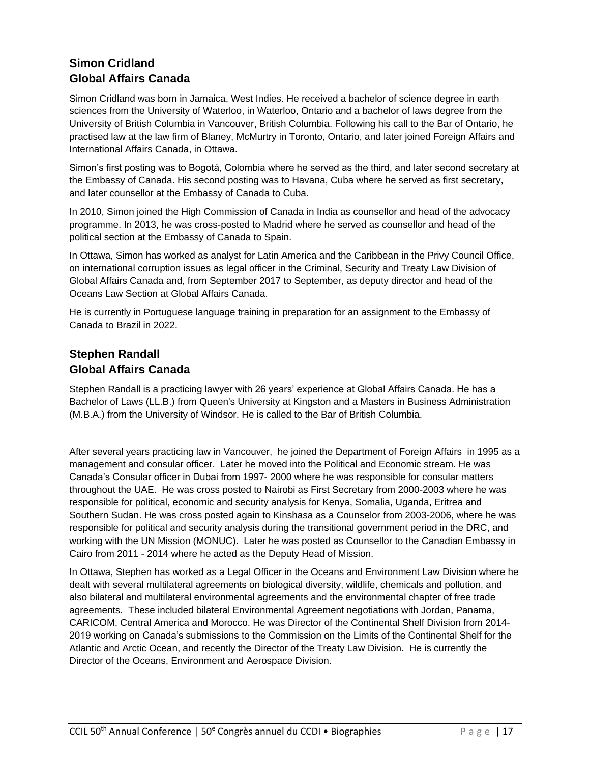## Simon Cridland
## Global Affairs Canada

Simon Cridland was born in Jamaica, West Indies. He received a bachelor of science degree in earth sciences from the University of Waterloo, in Waterloo, Ontario and a bachelor of laws degree from the University of British Columbia in Vancouver, British Columbia. Following his call to the Bar of Ontario, he practised law at the law firm of Blaney, McMurtry in Toronto, Ontario, and later joined Foreign Affairs and International Affairs Canada, in Ottawa.

Simon's first posting was to Bogotá, Colombia where he served as the third, and later second secretary at the Embassy of Canada. His second posting was to Havana, Cuba where he served as first secretary, and later counsellor at the Embassy of Canada to Cuba.

In 2010, Simon joined the High Commission of Canada in India as counsellor and head of the advocacy programme. In 2013, he was cross-posted to Madrid where he served as counsellor and head of the political section at the Embassy of Canada to Spain.

In Ottawa, Simon has worked as analyst for Latin America and the Caribbean in the Privy Council Office, on international corruption issues as legal officer in the Criminal, Security and Treaty Law Division of Global Affairs Canada and, from September 2017 to September, as deputy director and head of the Oceans Law Section at Global Affairs Canada.

He is currently in Portuguese language training in preparation for an assignment to the Embassy of Canada to Brazil in 2022.

## Stephen Randall
## Global Affairs Canada

Stephen Randall is a practicing lawyer with 26 years' experience at Global Affairs Canada. He has a Bachelor of Laws (LL.B.) from Queen's University at Kingston and a Masters in Business Administration (M.B.A.) from the University of Windsor. He is called to the Bar of British Columbia.

After several years practicing law in Vancouver, he joined the Department of Foreign Affairs in 1995 as a management and consular officer. Later he moved into the Political and Economic stream. He was Canada's Consular officer in Dubai from 1997- 2000 where he was responsible for consular matters throughout the UAE. He was cross posted to Nairobi as First Secretary from 2000-2003 where he was responsible for political, economic and security analysis for Kenya, Somalia, Uganda, Eritrea and Southern Sudan. He was cross posted again to Kinshasa as a Counselor from 2003-2006, where he was responsible for political and security analysis during the transitional government period in the DRC, and working with the UN Mission (MONUC). Later he was posted as Counsellor to the Canadian Embassy in Cairo from 2011 - 2014 where he acted as the Deputy Head of Mission.

In Ottawa, Stephen has worked as a Legal Officer in the Oceans and Environment Law Division where he dealt with several multilateral agreements on biological diversity, wildlife, chemicals and pollution, and also bilateral and multilateral environmental agreements and the environmental chapter of free trade agreements. These included bilateral Environmental Agreement negotiations with Jordan, Panama, CARICOM, Central America and Morocco. He was Director of the Continental Shelf Division from 2014-2019 working on Canada's submissions to the Commission on the Limits of the Continental Shelf for the Atlantic and Arctic Ocean, and recently the Director of the Treaty Law Division. He is currently the Director of the Oceans, Environment and Aerospace Division.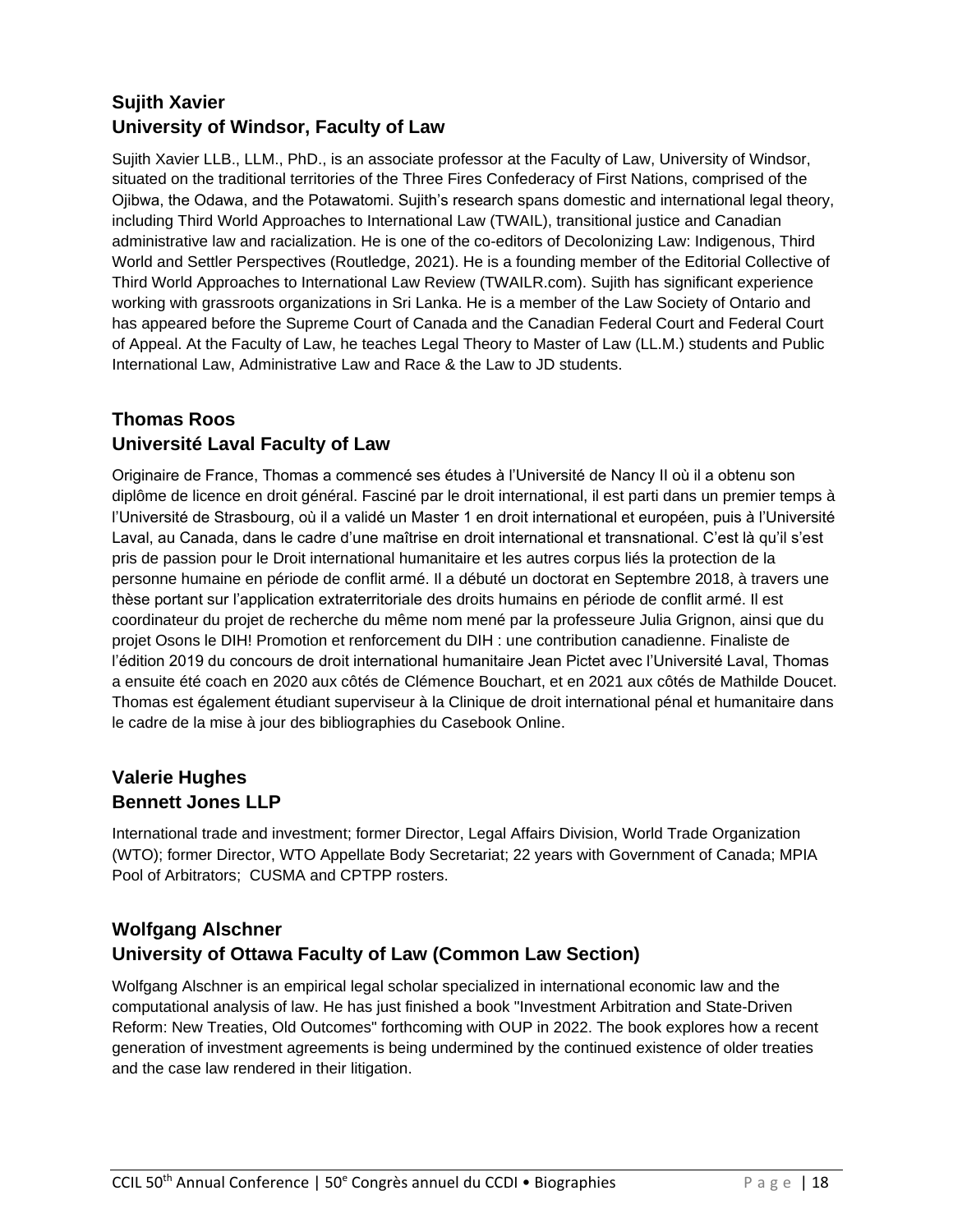### Sujith Xavier
### University of Windsor, Faculty of Law

Sujith Xavier LLB., LLM., PhD., is an associate professor at the Faculty of Law, University of Windsor, situated on the traditional territories of the Three Fires Confederacy of First Nations, comprised of the Ojibwa, the Odawa, and the Potawatomi. Sujith's research spans domestic and international legal theory, including Third World Approaches to International Law (TWAIL), transitional justice and Canadian administrative law and racialization. He is one of the co-editors of Decolonizing Law: Indigenous, Third World and Settler Perspectives (Routledge, 2021). He is a founding member of the Editorial Collective of Third World Approaches to International Law Review (TWAILR.com). Sujith has significant experience working with grassroots organizations in Sri Lanka. He is a member of the Law Society of Ontario and has appeared before the Supreme Court of Canada and the Canadian Federal Court and Federal Court of Appeal. At the Faculty of Law, he teaches Legal Theory to Master of Law (LL.M.) students and Public International Law, Administrative Law and Race & the Law to JD students.

### Thomas Roos
### Université Laval Faculty of Law

Originaire de France, Thomas a commencé ses études à l'Université de Nancy II où il a obtenu son diplôme de licence en droit général. Fasciné par le droit international, il est parti dans un premier temps à l'Université de Strasbourg, où il a validé un Master 1 en droit international et européen, puis à l'Université Laval, au Canada, dans le cadre d'une maîtrise en droit international et transnational. C'est là qu'il s'est pris de passion pour le Droit international humanitaire et les autres corpus liés la protection de la personne humaine en période de conflit armé. Il a débuté un doctorat en Septembre 2018, à travers une thèse portant sur l'application extraterritoriale des droits humains en période de conflit armé. Il est coordinateur du projet de recherche du même nom mené par la professeure Julia Grignon, ainsi que du projet Osons le DIH! Promotion et renforcement du DIH : une contribution canadienne. Finaliste de l'édition 2019 du concours de droit international humanitaire Jean Pictet avec l'Université Laval, Thomas a ensuite été coach en 2020 aux côtés de Clémence Bouchart, et en 2021 aux côtés de Mathilde Doucet. Thomas est également étudiant superviseur à la Clinique de droit international pénal et humanitaire dans le cadre de la mise à jour des bibliographies du Casebook Online.

### Valerie Hughes
### Bennett Jones LLP

International trade and investment; former Director, Legal Affairs Division, World Trade Organization (WTO); former Director, WTO Appellate Body Secretariat; 22 years with Government of Canada; MPIA Pool of Arbitrators; CUSMA and CPTPP rosters.

### Wolfgang Alschner
### University of Ottawa Faculty of Law (Common Law Section)

Wolfgang Alschner is an empirical legal scholar specialized in international economic law and the computational analysis of law. He has just finished a book "Investment Arbitration and State-Driven Reform: New Treaties, Old Outcomes" forthcoming with OUP in 2022. The book explores how a recent generation of investment agreements is being undermined by the continued existence of older treaties and the case law rendered in their litigation.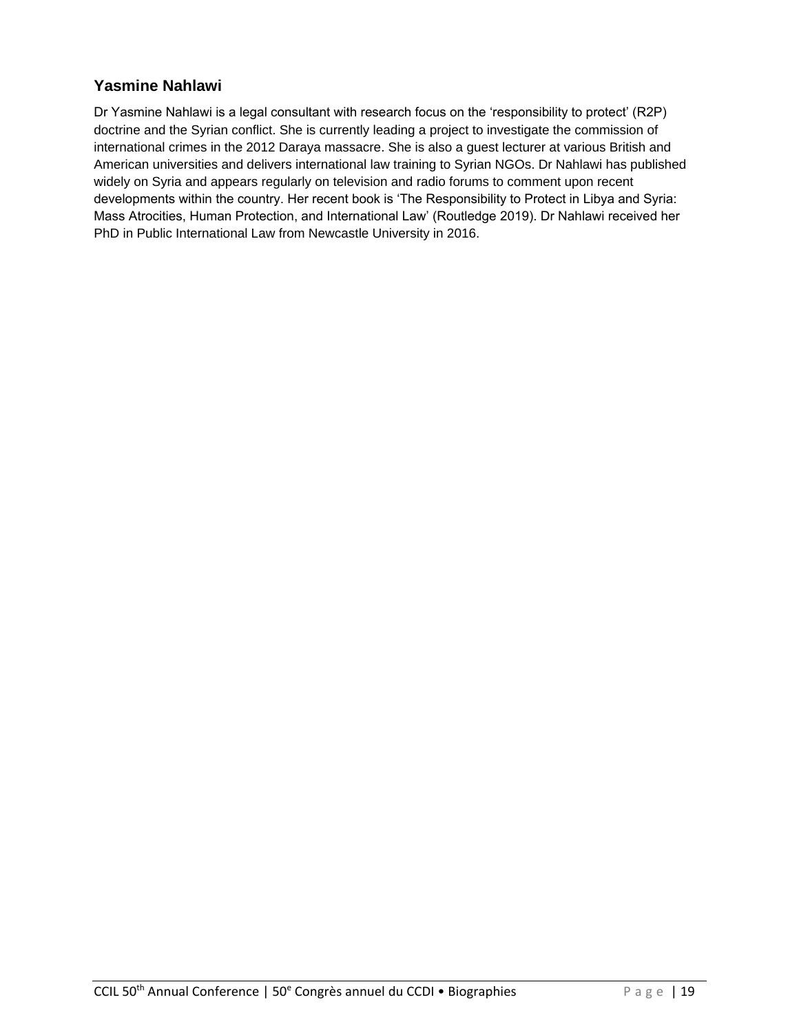### Yasmine Nahlawi

Dr Yasmine Nahlawi is a legal consultant with research focus on the 'responsibility to protect' (R2P) doctrine and the Syrian conflict. She is currently leading a project to investigate the commission of international crimes in the 2012 Daraya massacre. She is also a guest lecturer at various British and American universities and delivers international law training to Syrian NGOs. Dr Nahlawi has published widely on Syria and appears regularly on television and radio forums to comment upon recent developments within the country. Her recent book is 'The Responsibility to Protect in Libya and Syria: Mass Atrocities, Human Protection, and International Law' (Routledge 2019). Dr Nahlawi received her PhD in Public International Law from Newcastle University in 2016.